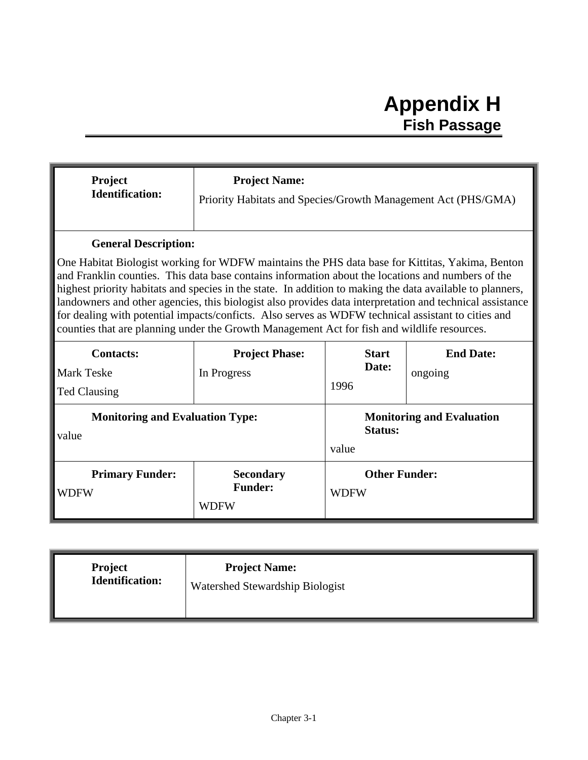# Appendix H
## Fish Passage

| **Project Identification:** | **Project Name:** Priority Habitats and Species/Growth Management Act (PHS/GMA) | | |
|---|---|---|---|
| **General Description:** One Habitat Biologist working for WDFW maintains the PHS data base for Kittitas, Yakima, Benton and Franklin counties. This data base contains information about the locations and numbers of the highest priority habitats and species in the state. In addition to making the data available to planners, landowners and other agencies, this biologist also provides data interpretation and technical assistance for dealing with potential impacts/conficts. Also serves as WDFW technical assistant to cities and counties that are planning under the Growth Management Act for fish and wildlife resources. | | | |
| **Contacts:** Mark Teske, Ted Clausing | **Project Phase:** In Progress | **Start Date:** 1996 | **End Date:** ongoing |
| **Monitoring and Evaluation Type:** value | | **Monitoring and Evaluation Status:** value | |
| **Primary Funder:** WDFW | **Secondary Funder:** WDFW | **Other Funder:** WDFW | |

| **Project Identification:** | **Project Name:** Watershed Stewardship Biologist |
|---|---|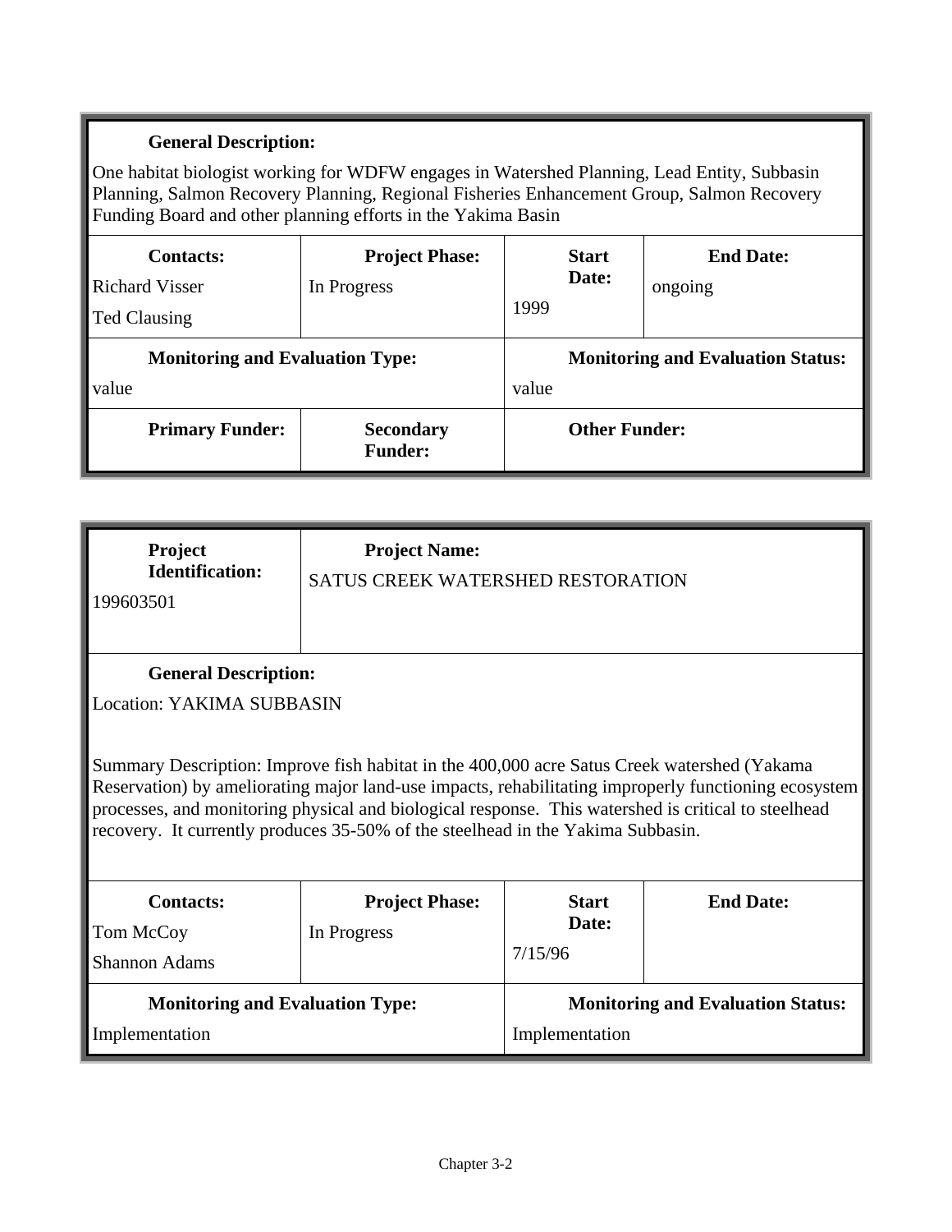**General Description:**

One habitat biologist working for WDFW engages in Watershed Planning, Lead Entity, Subbasin Planning, Salmon Recovery Planning, Regional Fisheries Enhancement Group, Salmon Recovery Funding Board and other planning efforts in the Yakima Basin

| **Contacts:** | **Project Phase:** | **Start Date:** | **End Date:** |
|---|---|---|---|
| Richard Visser<br>Ted Clausing | In Progress | 1999 | ongoing |

| **Monitoring and Evaluation Type:** | **Monitoring and Evaluation Status:** |
|---|---|
| value | value |

| **Primary Funder:** | **Secondary Funder:** | **Other Funder:** |
|---|---|---|
| | | |

| **Project Identification:** | **Project Name:** |
|---|---|
| 199603501 | SATUS CREEK WATERSHED RESTORATION |

**General Description:**

Location: YAKIMA SUBBASIN

Summary Description: Improve fish habitat in the 400,000 acre Satus Creek watershed (Yakama Reservation) by ameliorating major land-use impacts, rehabilitating improperly functioning ecosystem processes, and monitoring physical and biological response. This watershed is critical to steelhead recovery. It currently produces 35-50% of the steelhead in the Yakima Subbasin.

| **Contacts:** | **Project Phase:** | **Start Date:** | **End Date:** |
|---|---|---|---|
| Tom McCoy<br>Shannon Adams | In Progress | 7/15/96 | |

| **Monitoring and Evaluation Type:** | **Monitoring and Evaluation Status:** |
|---|---|
| Implementation | Implementation |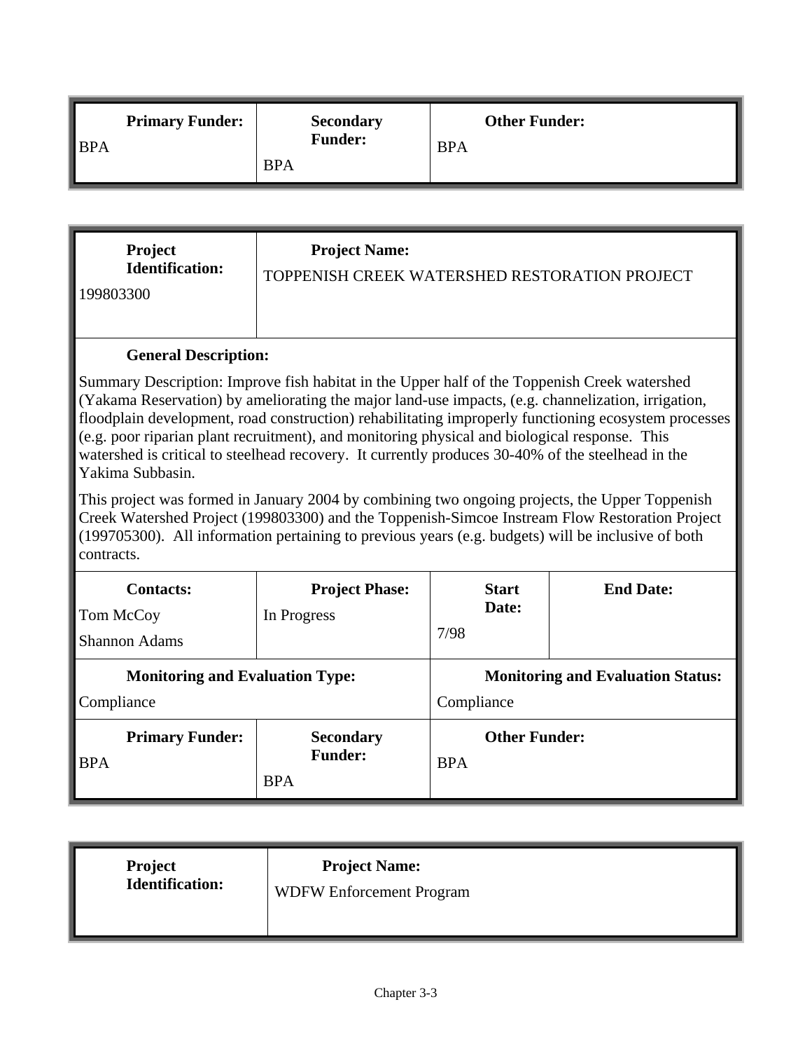| **Primary Funder:** | **Secondary Funder:** | **Other Funder:** |
|---|---|---|
| BPA | BPA | BPA |

| **Project Identification:** | **Project Name:** | | |
|---|---|---|---|
| 199803300 | TOPPENISH CREEK WATERSHED RESTORATION PROJECT | | |
| **General Description:** Summary Description: Improve fish habitat in the Upper half of the Toppenish Creek watershed (Yakama Reservation) by ameliorating the major land-use impacts, (e.g. channelization, irrigation, floodplain development, road construction) rehabilitating improperly functioning ecosystem processes (e.g. poor riparian plant recruitment), and monitoring physical and biological response. This watershed is critical to steelhead recovery. It currently produces 30-40% of the steelhead in the Yakima Subbasin. This project was formed in January 2004 by combining two ongoing projects, the Upper Toppenish Creek Watershed Project (199803300) and the Toppenish-Simcoe Instream Flow Restoration Project (199705300). All information pertaining to previous years (e.g. budgets) will be inclusive of both contracts. | | | |
| **Contacts:** Tom McCoy, Shannon Adams | **Project Phase:** In Progress | **Start Date:** 7/98 | **End Date:** |
| **Monitoring and Evaluation Type:** Compliance | | **Monitoring and Evaluation Status:** Compliance | |
| **Primary Funder:** BPA | **Secondary Funder:** BPA | **Other Funder:** BPA | |

| **Project Identification:** | **Project Name:** |
|---|---|
| | WDFW Enforcement Program |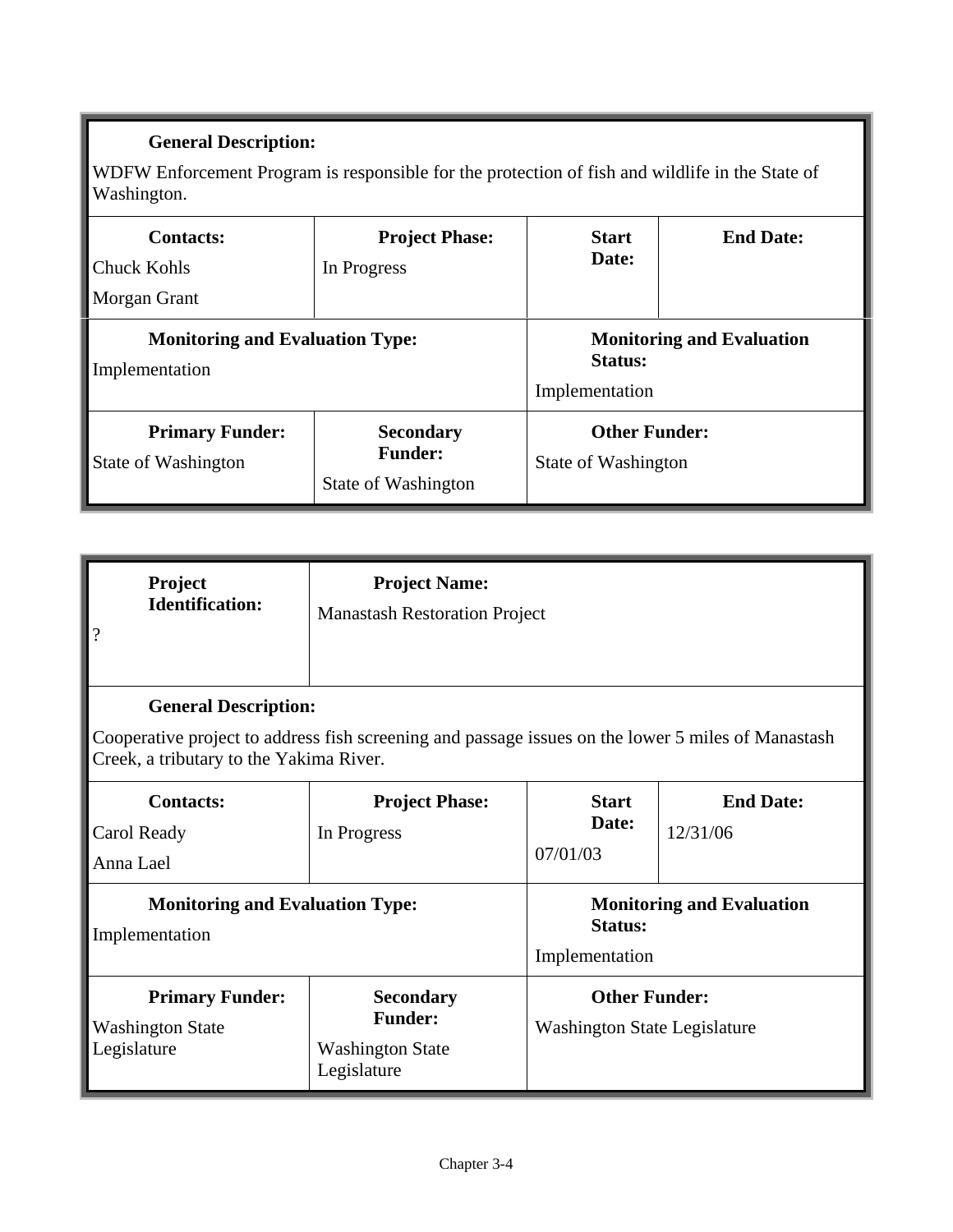| **General Description:** | | | |
|---|---|---|---|
| WDFW Enforcement Program is responsible for the protection of fish and wildlife in the State of Washington. | | | |
| **Contacts:** Chuck Kohls, Morgan Grant | **Project Phase:** In Progress | **Start Date:** | **End Date:** |
| **Monitoring and Evaluation Type:** Implementation | | **Monitoring and Evaluation Status:** Implementation | |
| **Primary Funder:** State of Washington | **Secondary Funder:** State of Washington | **Other Funder:** State of Washington | |

| **Project Identification:** | **Project Name:** | | |
|---|---|---|---|
| ? | Manastash Restoration Project | | |
| **General Description:** Cooperative project to address fish screening and passage issues on the lower 5 miles of Manastash Creek, a tributary to the Yakima River. | | | |
| **Contacts:** Carol Ready, Anna Lael | **Project Phase:** In Progress | **Start Date:** 07/01/03 | **End Date:** 12/31/06 |
| **Monitoring and Evaluation Type:** Implementation | | **Monitoring and Evaluation Status:** Implementation | |
| **Primary Funder:** Washington State Legislature | **Secondary Funder:** Washington State Legislature | **Other Funder:** Washington State Legislature | |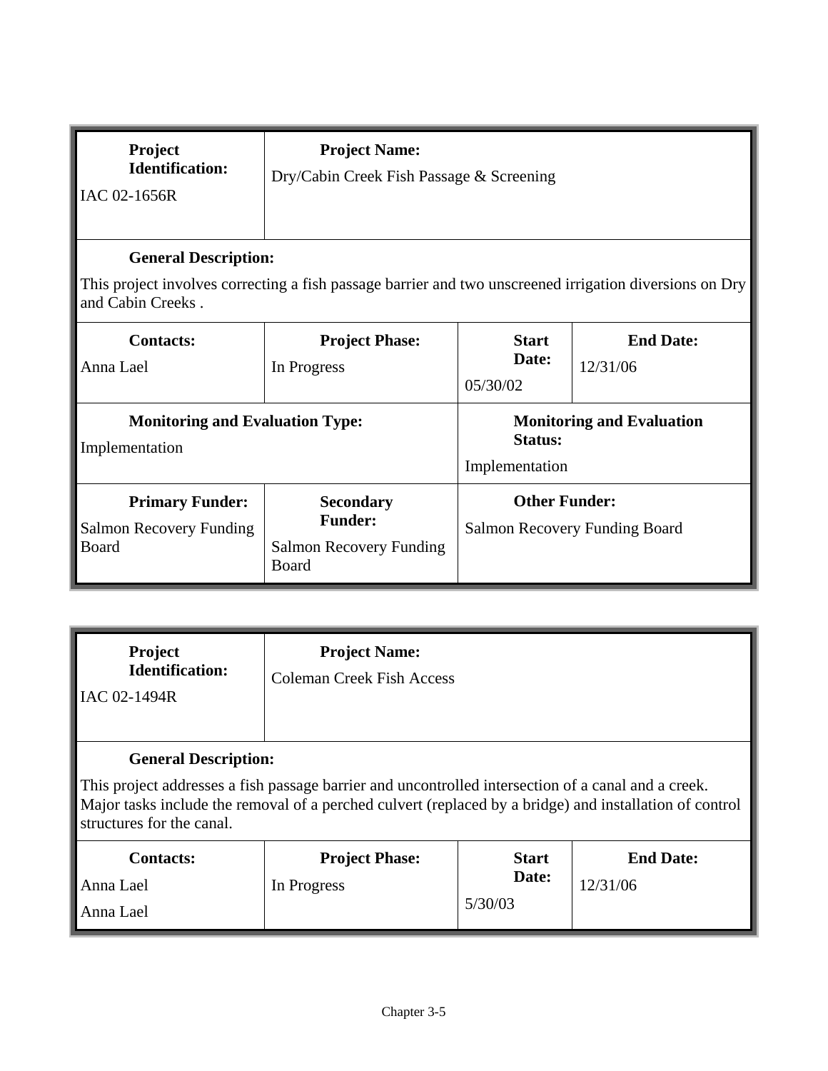| **Project Identification:** | **Project Name:** | | |
|---|---|---|---|
| IAC 02-1656R | Dry/Cabin Creek Fish Passage & Screening | | |
| **General Description:** | | | |
| This project involves correcting a fish passage barrier and two unscreened irrigation diversions on Dry and Cabin Creeks . | | | |
| **Contacts:** | **Project Phase:** | **Start Date:** | **End Date:** |
| Anna Lael | In Progress | 05/30/02 | 12/31/06 |
| **Monitoring and Evaluation Type:** | | **Monitoring and Evaluation Status:** | |
| Implementation | | Implementation | |
| **Primary Funder:** | **Secondary Funder:** | **Other Funder:** | |
| Salmon Recovery Funding Board | Salmon Recovery Funding Board | Salmon Recovery Funding Board | |

| **Project Identification:** | **Project Name:** | | |
|---|---|---|---|
| IAC 02-1494R | Coleman Creek Fish Access | | |
| **General Description:** | | | |
| This project addresses a fish passage barrier and uncontrolled intersection of a canal and a creek. Major tasks include the removal of a perched culvert (replaced by a bridge) and installation of control structures for the canal. | | | |
| **Contacts:** | **Project Phase:** | **Start Date:** | **End Date:** |
| Anna Lael<br>Anna Lael | In Progress | 5/30/03 | 12/31/06 |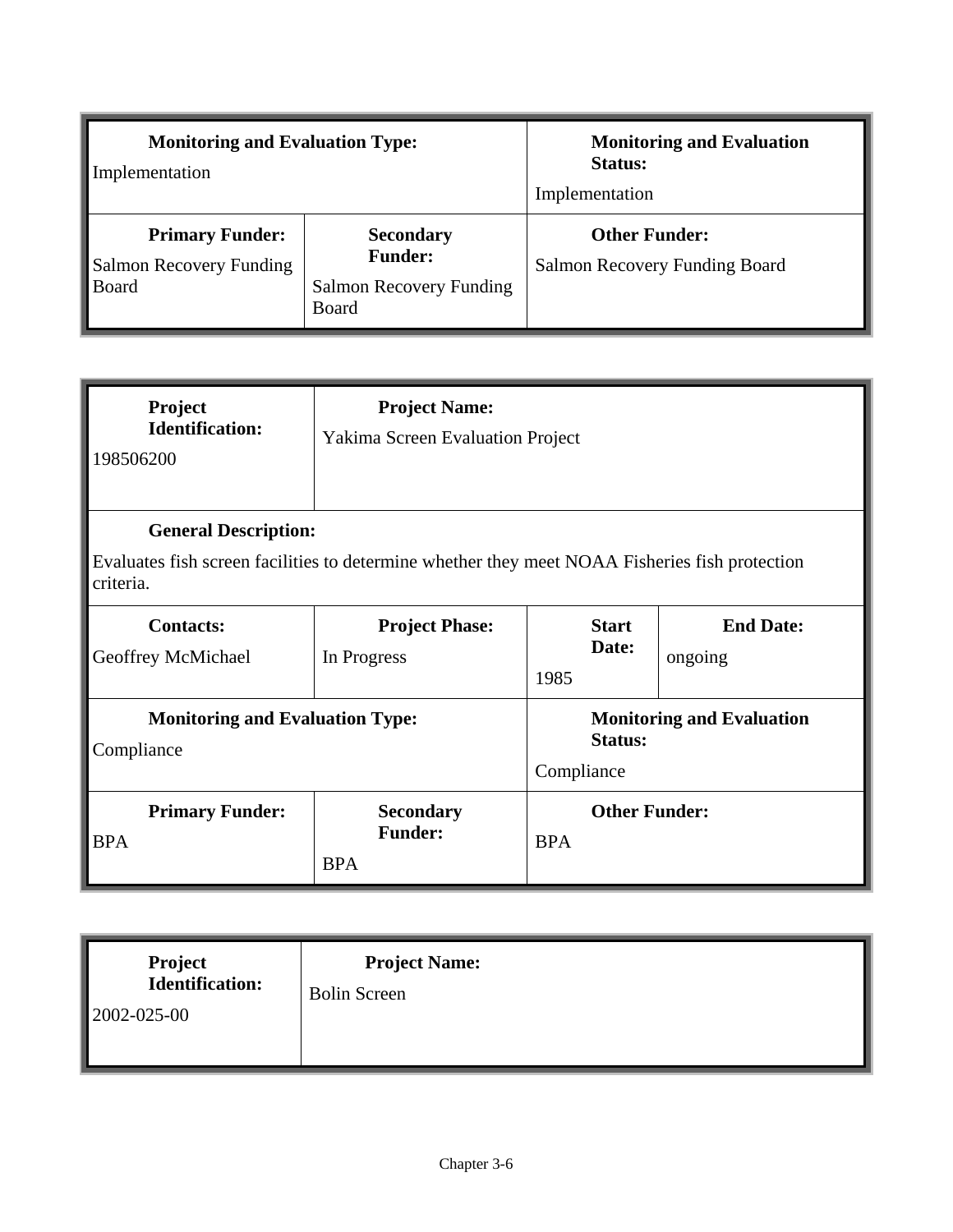| **Monitoring and Evaluation Type:** | | **Monitoring and Evaluation Status:** |
|---|---|---|
| Implementation | | Implementation |
| **Primary Funder:** Salmon Recovery Funding Board | **Secondary Funder:** Salmon Recovery Funding Board | **Other Funder:** Salmon Recovery Funding Board |

| **Project Identification:** | **Project Name:** | | |
|---|---|---|---|
| 198506200 | Yakima Screen Evaluation Project | | |
| **General Description:** | | | |
| Evaluates fish screen facilities to determine whether they meet NOAA Fisheries fish protection criteria. | | | |
| **Contacts:** Geoffrey McMichael | **Project Phase:** In Progress | **Start Date:** 1985 | **End Date:** ongoing |
| **Monitoring and Evaluation Type:** Compliance | | **Monitoring and Evaluation Status:** Compliance | |
| **Primary Funder:** BPA | **Secondary Funder:** BPA | **Other Funder:** BPA | |

| **Project Identification:** | **Project Name:** |
|---|---|
| 2002-025-00 | Bolin Screen |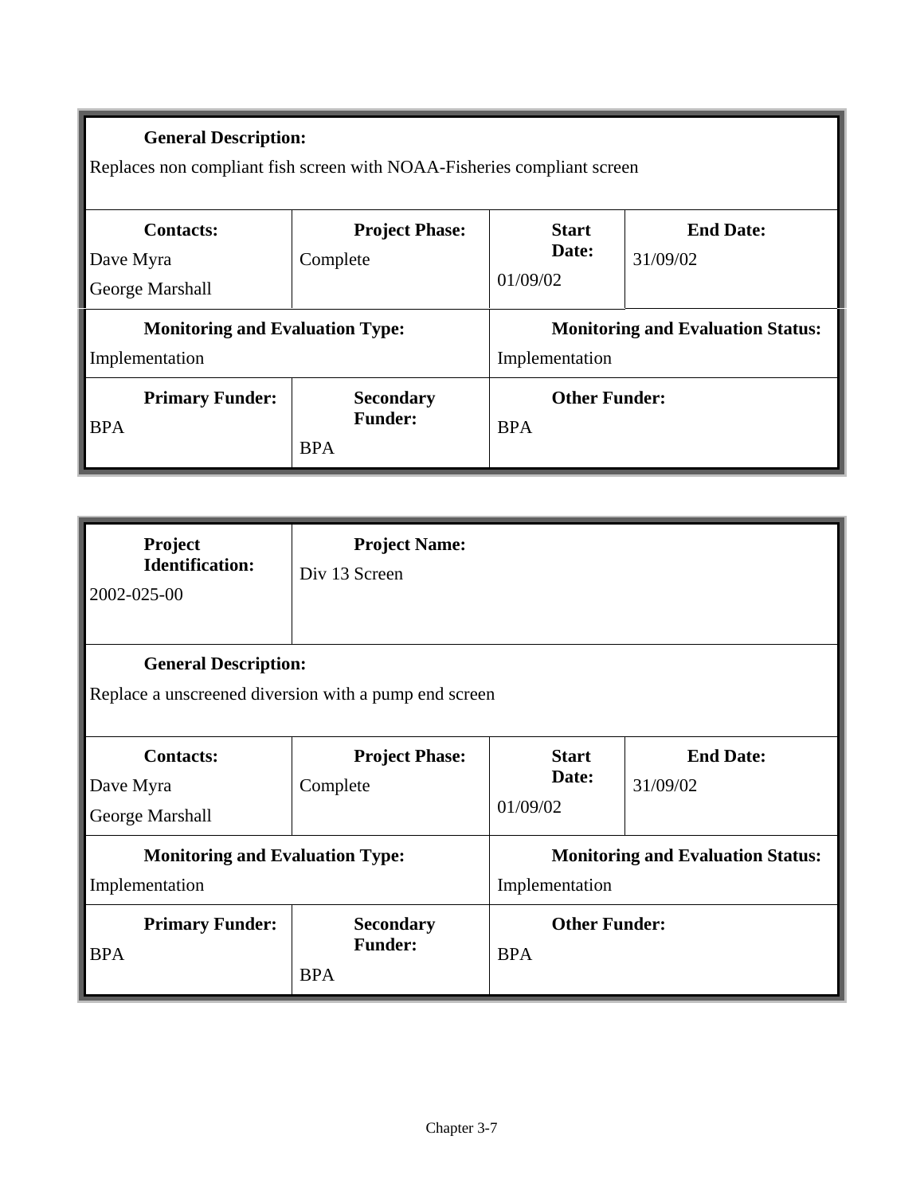| **General Description:** | | | |
|---|---|---|---|
| Replaces non compliant fish screen with NOAA-Fisheries compliant screen | | | |
| **Contacts:** Dave Myra George Marshall | **Project Phase:** Complete | **Start Date:** 01/09/02 | **End Date:** 31/09/02 |
| **Monitoring and Evaluation Type:** Implementation | | **Monitoring and Evaluation Status:** Implementation | |
| **Primary Funder:** BPA | **Secondary Funder:** BPA | **Other Funder:** BPA | |

| **Project Identification:** 2002-025-00 | **Project Name:** Div 13 Screen | | |
|---|---|---|---|
| **General Description:** Replace a unscreened diversion with a pump end screen | | | |
| **Contacts:** Dave Myra George Marshall | **Project Phase:** Complete | **Start Date:** 01/09/02 | **End Date:** 31/09/02 |
| **Monitoring and Evaluation Type:** Implementation | | **Monitoring and Evaluation Status:** Implementation | |
| **Primary Funder:** BPA | **Secondary Funder:** BPA | **Other Funder:** BPA | |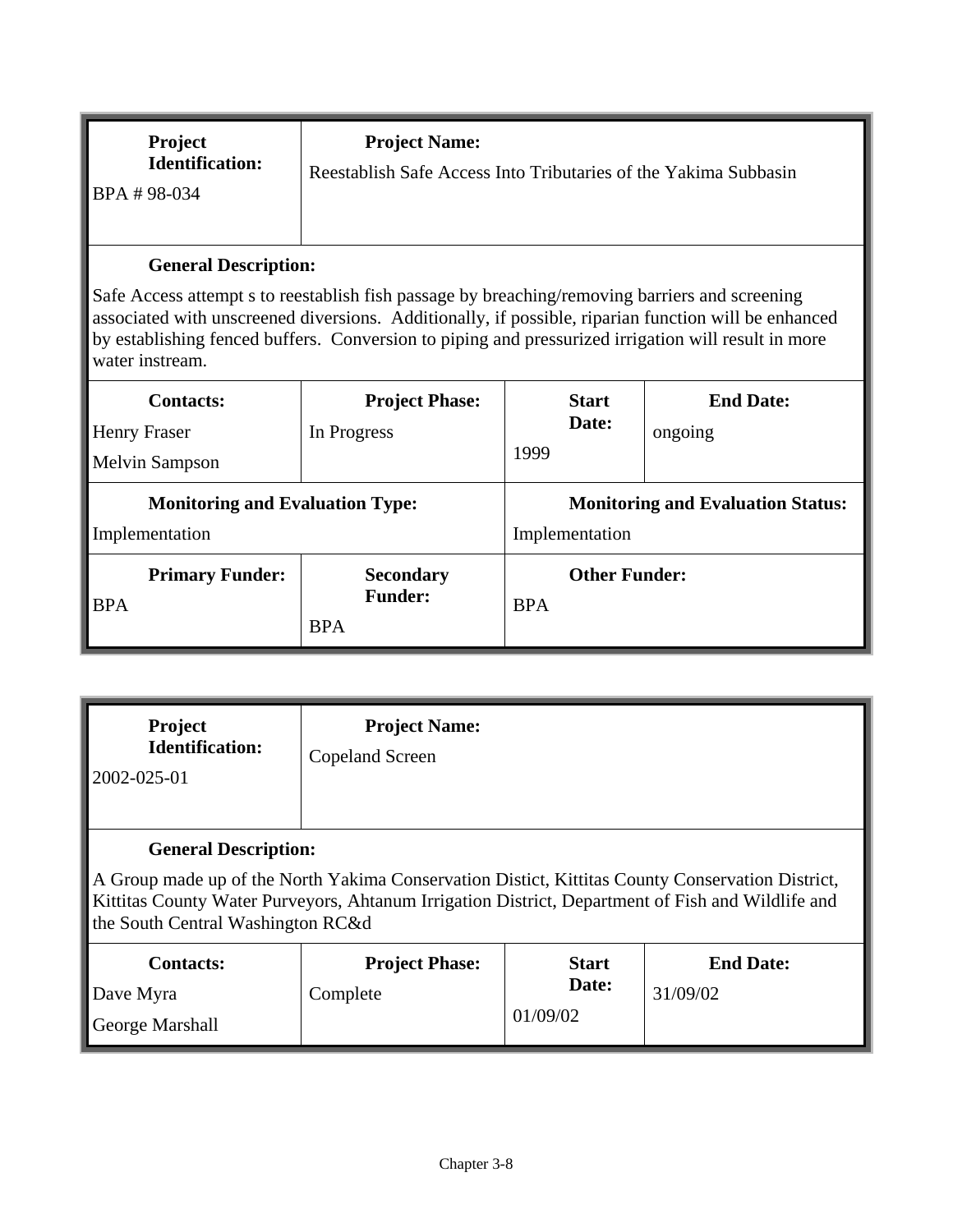| **Project Identification:** | **Project Name:** | | |
|---|---|---|---|
| BPA # 98-034 | Reestablish Safe Access Into Tributaries of the Yakima Subbasin | | |
| **General Description:** | | | |
| Safe Access attempt s to reestablish fish passage by breaching/removing barriers and screening associated with unscreened diversions. Additionally, if possible, riparian function will be enhanced by establishing fenced buffers. Conversion to piping and pressurized irrigation will result in more water instream. | | | |
| **Contacts:** | **Project Phase:** | **Start Date:** | **End Date:** |
| Henry Fraser<br>Melvin Sampson | In Progress | 1999 | ongoing |
| **Monitoring and Evaluation Type:** | | **Monitoring and Evaluation Status:** | |
| Implementation | | Implementation | |
| **Primary Funder:** | **Secondary Funder:** | **Other Funder:** | |
| BPA | BPA | BPA | |

| **Project Identification:** | **Project Name:** | | |
|---|---|---|---|
| 2002-025-01 | Copeland Screen | | |
| **General Description:** | | | |
| A Group made up of the North Yakima Conservation Distict, Kittitas County Conservation District, Kittitas County Water Purveyors, Ahtanum Irrigation District, Department of Fish and Wildlife and the South Central Washington RC&d | | | |
| **Contacts:** | **Project Phase:** | **Start Date:** | **End Date:** |
| Dave Myra<br>George Marshall | Complete | 01/09/02 | 31/09/02 |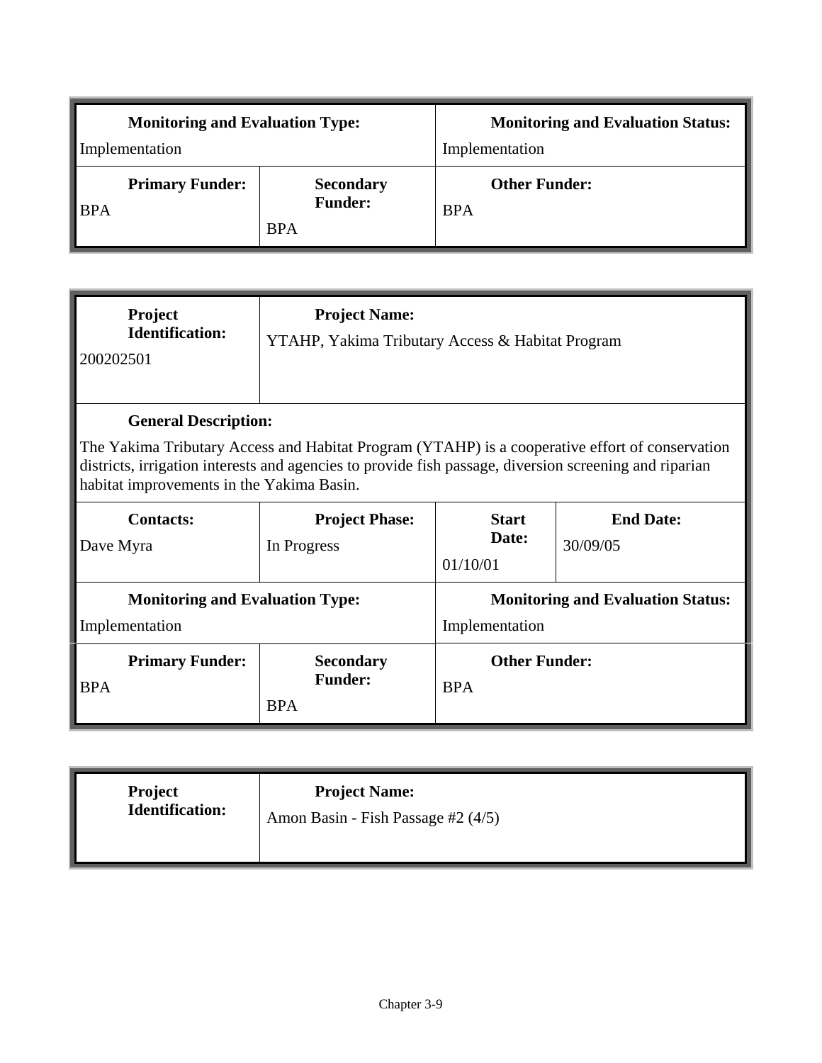| **Monitoring and Evaluation Type:** | | **Monitoring and Evaluation Status:** |
|---|---|---|
| Implementation | | Implementation |
| **Primary Funder:** BPA | **Secondary Funder:** BPA | **Other Funder:** BPA |

| **Project Identification:** | **Project Name:** | | |
|---|---|---|---|
| 200202501 | YTAHP, Yakima Tributary Access & Habitat Program | | |
| **General Description:** The Yakima Tributary Access and Habitat Program (YTAHP) is a cooperative effort of conservation districts, irrigation interests and agencies to provide fish passage, diversion screening and riparian habitat improvements in the Yakima Basin. | | | |
| **Contacts:** | **Project Phase:** | **Start Date:** | **End Date:** |
| Dave Myra | In Progress | 01/10/01 | 30/09/05 |
| **Monitoring and Evaluation Type:** Implementation | | **Monitoring and Evaluation Status:** Implementation | |
| **Primary Funder:** BPA | **Secondary Funder:** BPA | **Other Funder:** BPA | |

| **Project Identification:** | **Project Name:** |
|---|---|
| | Amon Basin - Fish Passage #2 (4/5) |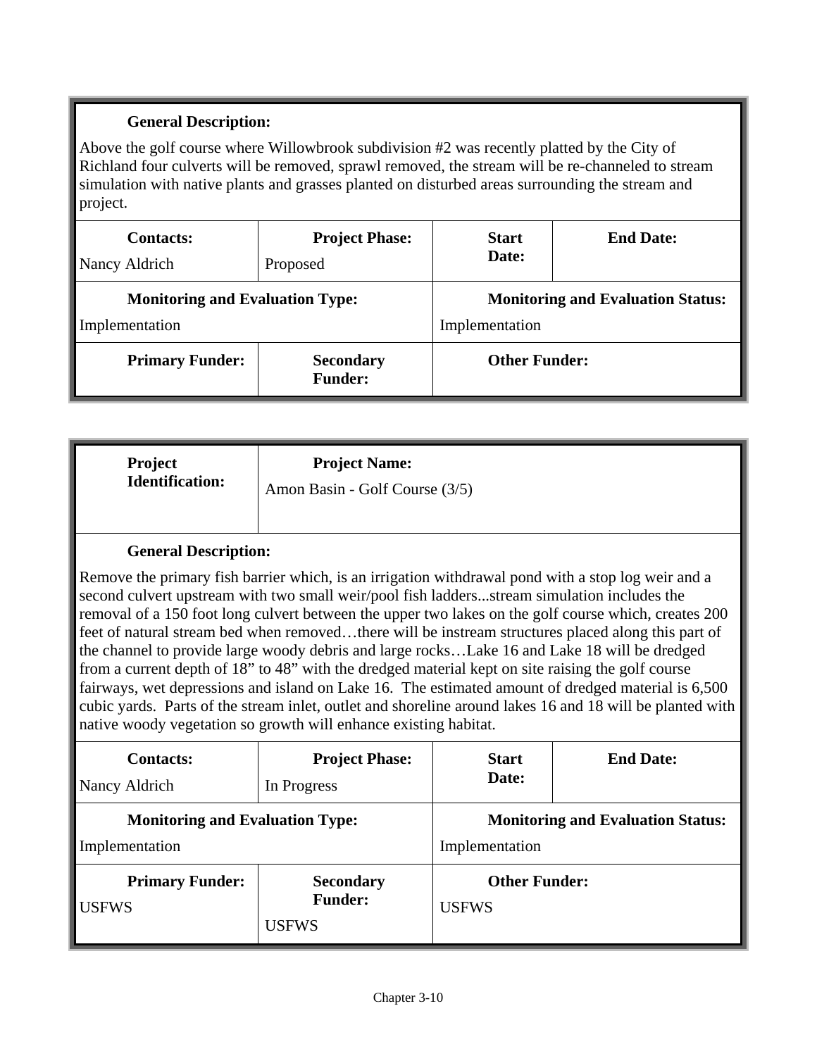**General Description:**

Above the golf course where Willowbrook subdivision #2 was recently platted by the City of Richland four culverts will be removed, sprawl removed, the stream will be re-channeled to stream simulation with native plants and grasses planted on disturbed areas surrounding the stream and project.

| **Contacts:** | **Project Phase:** | **Start Date:** | **End Date:** |
|---|---|---|---|
| Nancy Aldrich | Proposed | | |

| **Monitoring and Evaluation Type:** | **Monitoring and Evaluation Status:** |
|---|---|
| Implementation | Implementation |

| **Primary Funder:** | **Secondary Funder:** | **Other Funder:** |
|---|---|---|
| | | |

| **Project Identification:** | **Project Name:** |
|---|---|
| | Amon Basin - Golf Course (3/5) |

**General Description:**

Remove the primary fish barrier which, is an irrigation withdrawal pond with a stop log weir and a second culvert upstream with two small weir/pool fish ladders...stream simulation includes the removal of a 150 foot long culvert between the upper two lakes on the golf course which, creates 200 feet of natural stream bed when removed…there will be instream structures placed along this part of the channel to provide large woody debris and large rocks…Lake 16 and Lake 18 will be dredged from a current depth of 18” to 48” with the dredged material kept on site raising the golf course fairways, wet depressions and island on Lake 16. The estimated amount of dredged material is 6,500 cubic yards. Parts of the stream inlet, outlet and shoreline around lakes 16 and 18 will be planted with native woody vegetation so growth will enhance existing habitat.

| **Contacts:** | **Project Phase:** | **Start Date:** | **End Date:** |
|---|---|---|---|
| Nancy Aldrich | In Progress | | |

| **Monitoring and Evaluation Type:** | **Monitoring and Evaluation Status:** |
|---|---|
| Implementation | Implementation |

| **Primary Funder:** | **Secondary Funder:** | **Other Funder:** |
|---|---|---|
| USFWS | USFWS | USFWS |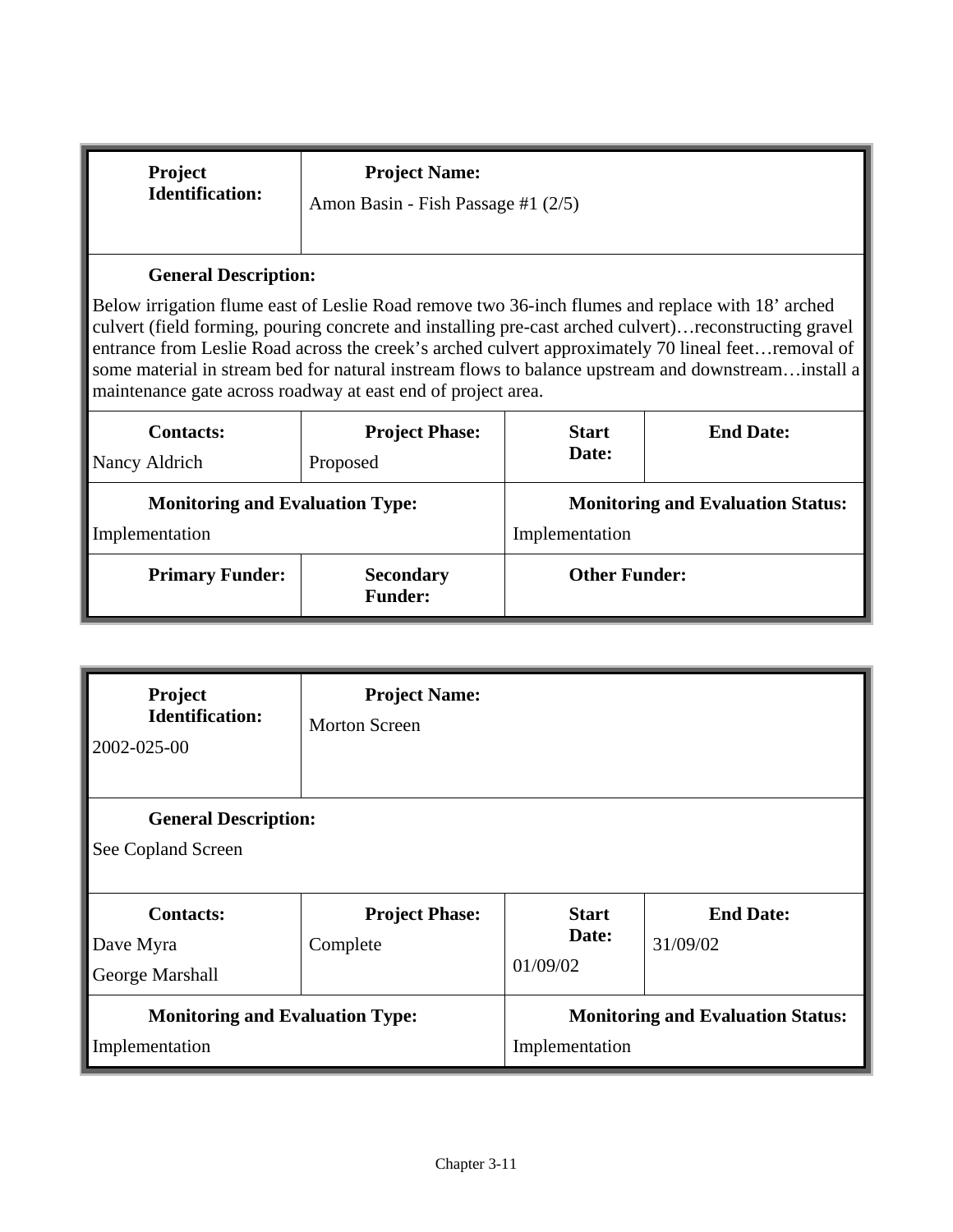| **Project Identification:** | **Project Name:** | | |
|---|---|---|---|
| | Amon Basin - Fish Passage #1 (2/5) | | |
| **General Description:** | | | |
| Below irrigation flume east of Leslie Road remove two 36-inch flumes and replace with 18' arched culvert (field forming, pouring concrete and installing pre-cast arched culvert)…reconstructing gravel entrance from Leslie Road across the creek's arched culvert approximately 70 lineal feet…removal of some material in stream bed for natural instream flows to balance upstream and downstream…install a maintenance gate across roadway at east end of project area. | | | |
| **Contacts:** | **Project Phase:** | **Start Date:** | **End Date:** |
| Nancy Aldrich | Proposed | | |
| **Monitoring and Evaluation Type:** | | **Monitoring and Evaluation Status:** | |
| Implementation | | Implementation | |
| **Primary Funder:** | **Secondary Funder:** | **Other Funder:** | |

| **Project Identification:** | **Project Name:** | | |
|---|---|---|---|
| 2002-025-00 | Morton Screen | | |
| **General Description:** | | | |
| See Copland Screen | | | |
| **Contacts:** | **Project Phase:** | **Start Date:** | **End Date:** |
| Dave Myra<br>George Marshall | Complete | 01/09/02 | 31/09/02 |
| **Monitoring and Evaluation Type:** | | **Monitoring and Evaluation Status:** | |
| Implementation | | Implementation | |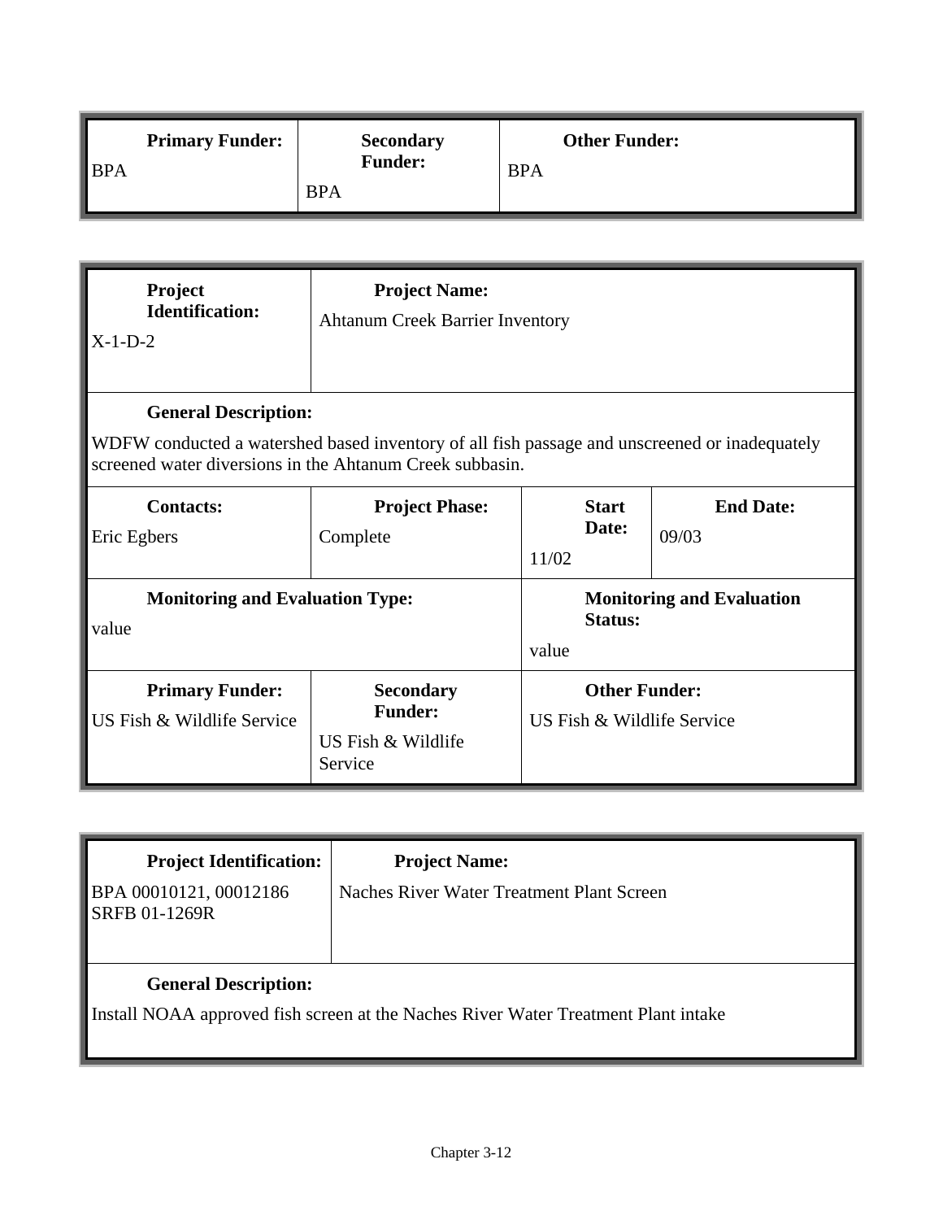| Primary Funder: | Secondary Funder: | Other Funder: |
|---|---|---|
| BPA | BPA | BPA |

| Project Identification: | Project Name: | | |
|---|---|---|---|
| X-1-D-2 | Ahtanum Creek Barrier Inventory | | |
| **General Description:** WDFW conducted a watershed based inventory of all fish passage and unscreened or inadequately screened water diversions in the Ahtanum Creek subbasin. | | | |
| **Contacts:** | **Project Phase:** | **Start Date:** | **End Date:** |
| Eric Egbers | Complete | 11/02 | 09/03 |
| **Monitoring and Evaluation Type:** | | **Monitoring and Evaluation Status:** | |
| value | | value | |
| **Primary Funder:** | **Secondary Funder:** | **Other Funder:** | |
| US Fish & Wildlife Service | US Fish & Wildlife Service | US Fish & Wildlife Service | |

| Project Identification: | Project Name: |
|---|---|
| BPA 00010121, 00012186 SRFB 01-1269R | Naches River Water Treatment Plant Screen |
| **General Description:** Install NOAA approved fish screen at the Naches River Water Treatment Plant intake | |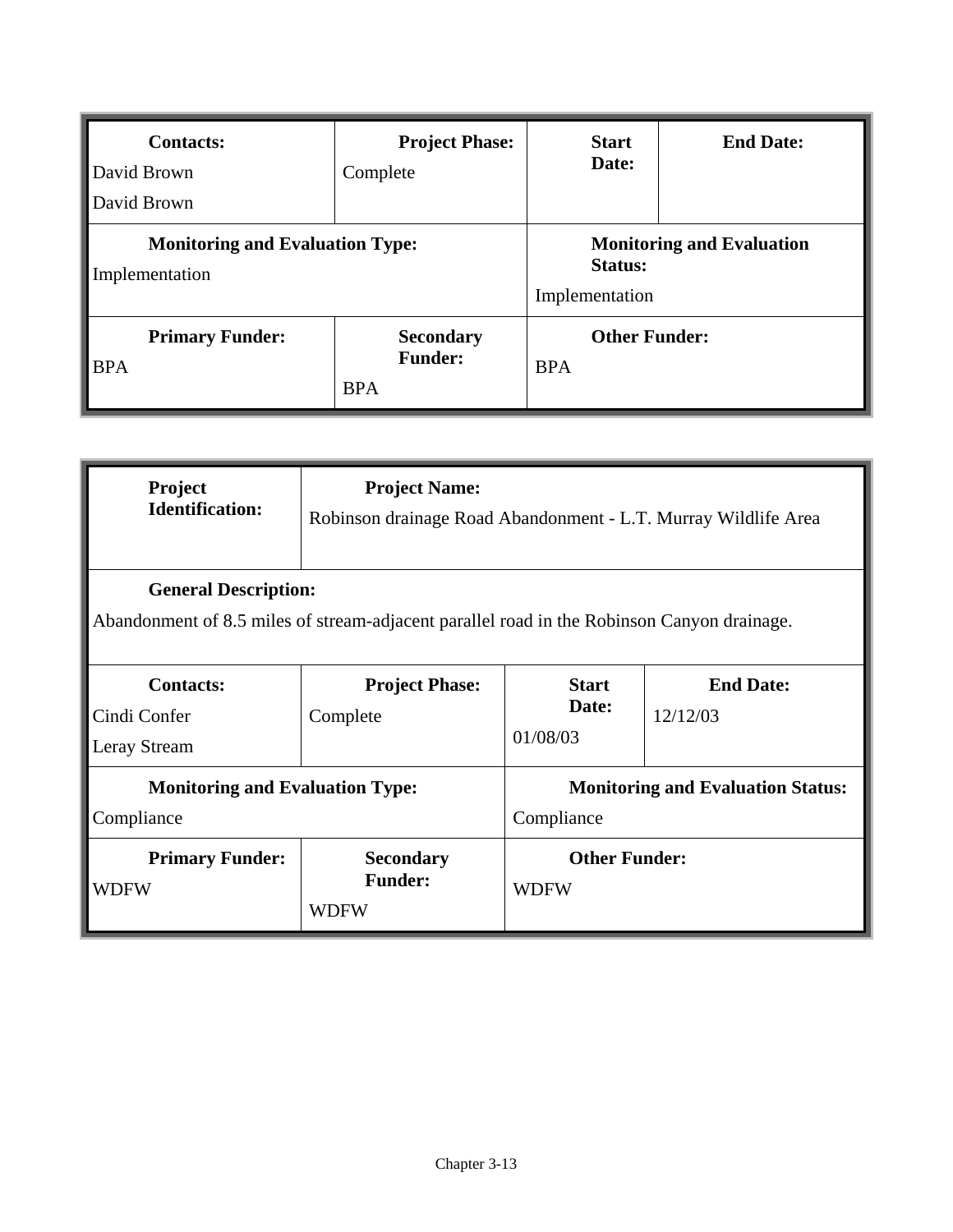| **Contacts:** | **Project Phase:** | **Start Date:** | **End Date:** |
|---|---|---|---|
| David Brown<br>David Brown | Complete | | |
| **Monitoring and Evaluation Type:** | | **Monitoring and Evaluation Status:** | |
| Implementation | | Implementation | |
| **Primary Funder:** | **Secondary Funder:** | **Other Funder:** | |
| BPA | BPA | BPA | |

| **Project Identification:** | **Project Name:** | | |
|---|---|---|---|
| | Robinson drainage Road Abandonment - L.T. Murray Wildlife Area | | |
| **General Description:** | | | |
| Abandonment of 8.5 miles of stream-adjacent parallel road in the Robinson Canyon drainage. | | | |
| **Contacts:** | **Project Phase:** | **Start Date:** | **End Date:** |
| Cindi Confer<br>Leray Stream | Complete | 01/08/03 | 12/12/03 |
| **Monitoring and Evaluation Type:** | | **Monitoring and Evaluation Status:** | |
| Compliance | | Compliance | |
| **Primary Funder:** | **Secondary Funder:** | **Other Funder:** | |
| WDFW | WDFW | WDFW | |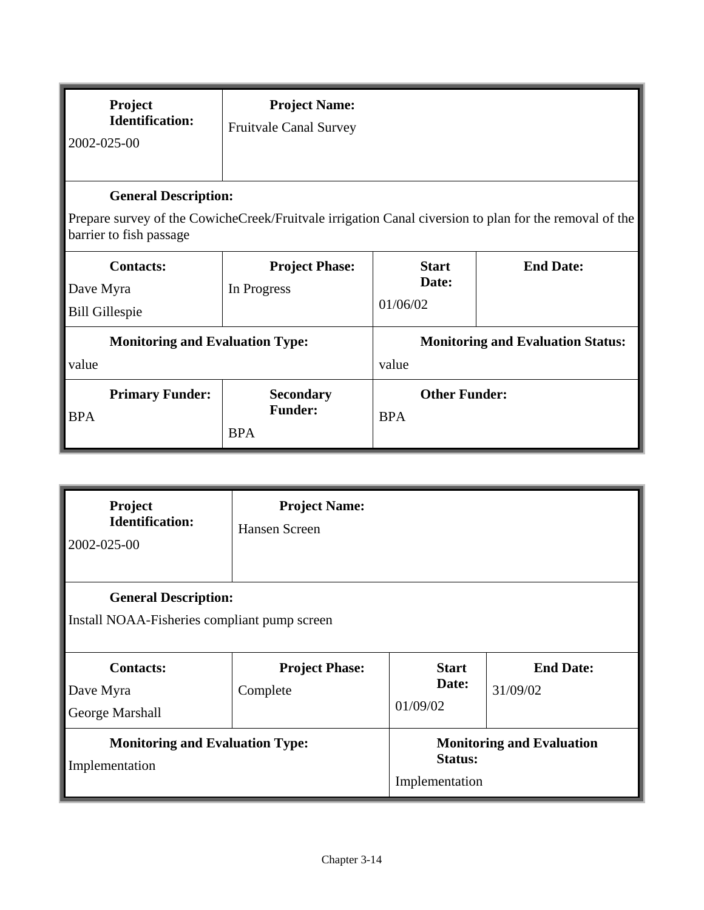| **Project Identification:** | **Project Name:** | | |
|---|---|---|---|
| 2002-025-00 | Fruitvale Canal Survey | | |
| **General Description:** | | | |
| Prepare survey of the CowicheCreek/Fruitvale irrigation Canal civersion to plan for the removal of the barrier to fish passage | | | |
| **Contacts:** | **Project Phase:** | **Start Date:** | **End Date:** |
| Dave Myra<br>Bill Gillespie | In Progress | 01/06/02 | |
| **Monitoring and Evaluation Type:** | | **Monitoring and Evaluation Status:** | |
| value | | value | |
| **Primary Funder:** | **Secondary Funder:** | **Other Funder:** | |
| BPA | BPA | BPA | |

| **Project Identification:** | **Project Name:** | | |
|---|---|---|---|
| 2002-025-00 | Hansen Screen | | |
| **General Description:** | | | |
| Install NOAA-Fisheries compliant pump screen | | | |
| **Contacts:** | **Project Phase:** | **Start Date:** | **End Date:** |
| Dave Myra<br>George Marshall | Complete | 01/09/02 | 31/09/02 |
| **Monitoring and Evaluation Type:** | | **Monitoring and Evaluation Status:** | |
| Implementation | | Implementation | |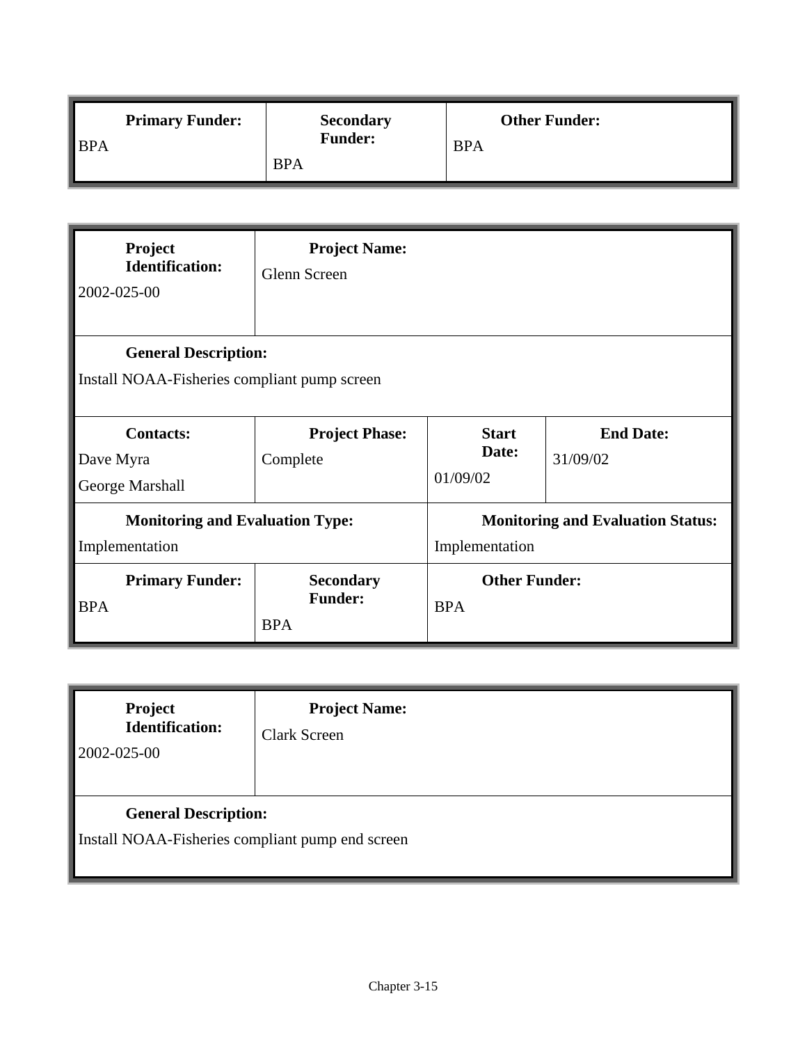| Primary Funder: | Secondary Funder: | Other Funder: |
|---|---|---|
| BPA | BPA | BPA |

| Project Identification: | Project Name: | | |
|---|---|---|---|
| 2002-025-00 | Glenn Screen | | |
| **General Description:** | | | |
| Install NOAA-Fisheries compliant pump screen | | | |
| **Contacts:** | **Project Phase:** | **Start Date:** | **End Date:** |
| Dave Myra<br>George Marshall | Complete | 01/09/02 | 31/09/02 |
| **Monitoring and Evaluation Type:** | | **Monitoring and Evaluation Status:** | |
| Implementation | | Implementation | |
| **Primary Funder:** | **Secondary Funder:** | **Other Funder:** | |
| BPA | BPA | BPA | |

| Project Identification: | Project Name: |
|---|---|
| 2002-025-00 | Clark Screen |
| **General Description:** | |
| Install NOAA-Fisheries compliant pump end screen | |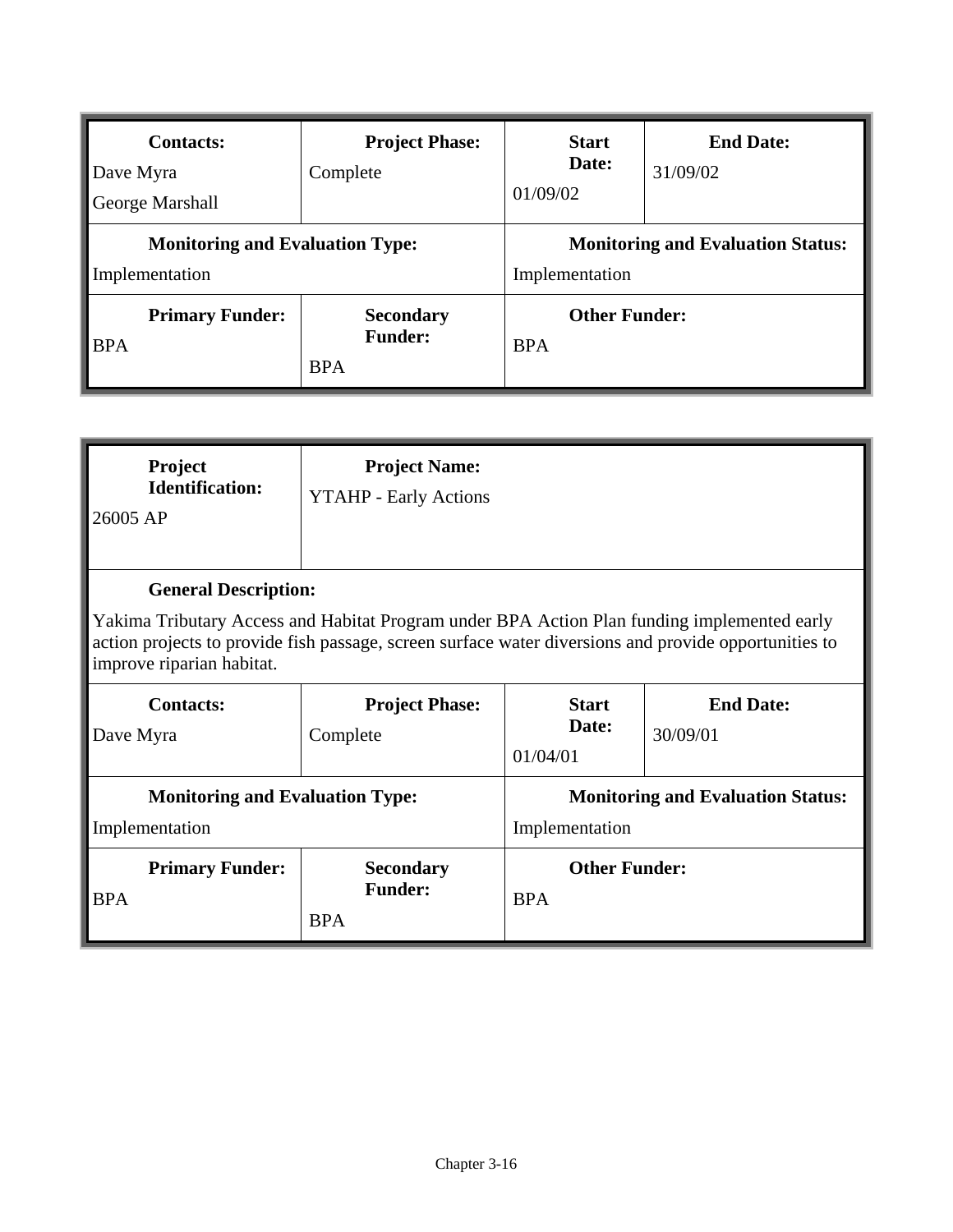| **Contacts:** | **Project Phase:** | **Start Date:** | **End Date:** |
|---|---|---|---|
| Dave Myra<br>George Marshall | Complete | 01/09/02 | 31/09/02 |
| **Monitoring and Evaluation Type:** | | **Monitoring and Evaluation Status:** | |
| Implementation | | Implementation | |
| **Primary Funder:** | **Secondary Funder:** | **Other Funder:** | |
| BPA | BPA | BPA | |

| **Project Identification:** | **Project Name:** | | |
|---|---|---|---|
| 26005 AP | YTAHP - Early Actions | | |
| **General Description:** | | | |
| Yakima Tributary Access and Habitat Program under BPA Action Plan funding implemented early action projects to provide fish passage, screen surface water diversions and provide opportunities to improve riparian habitat. | | | |
| **Contacts:** | **Project Phase:** | **Start Date:** | **End Date:** |
| Dave Myra | Complete | 01/04/01 | 30/09/01 |
| **Monitoring and Evaluation Type:** | | **Monitoring and Evaluation Status:** | |
| Implementation | | Implementation | |
| **Primary Funder:** | **Secondary Funder:** | **Other Funder:** | |
| BPA | BPA | BPA | |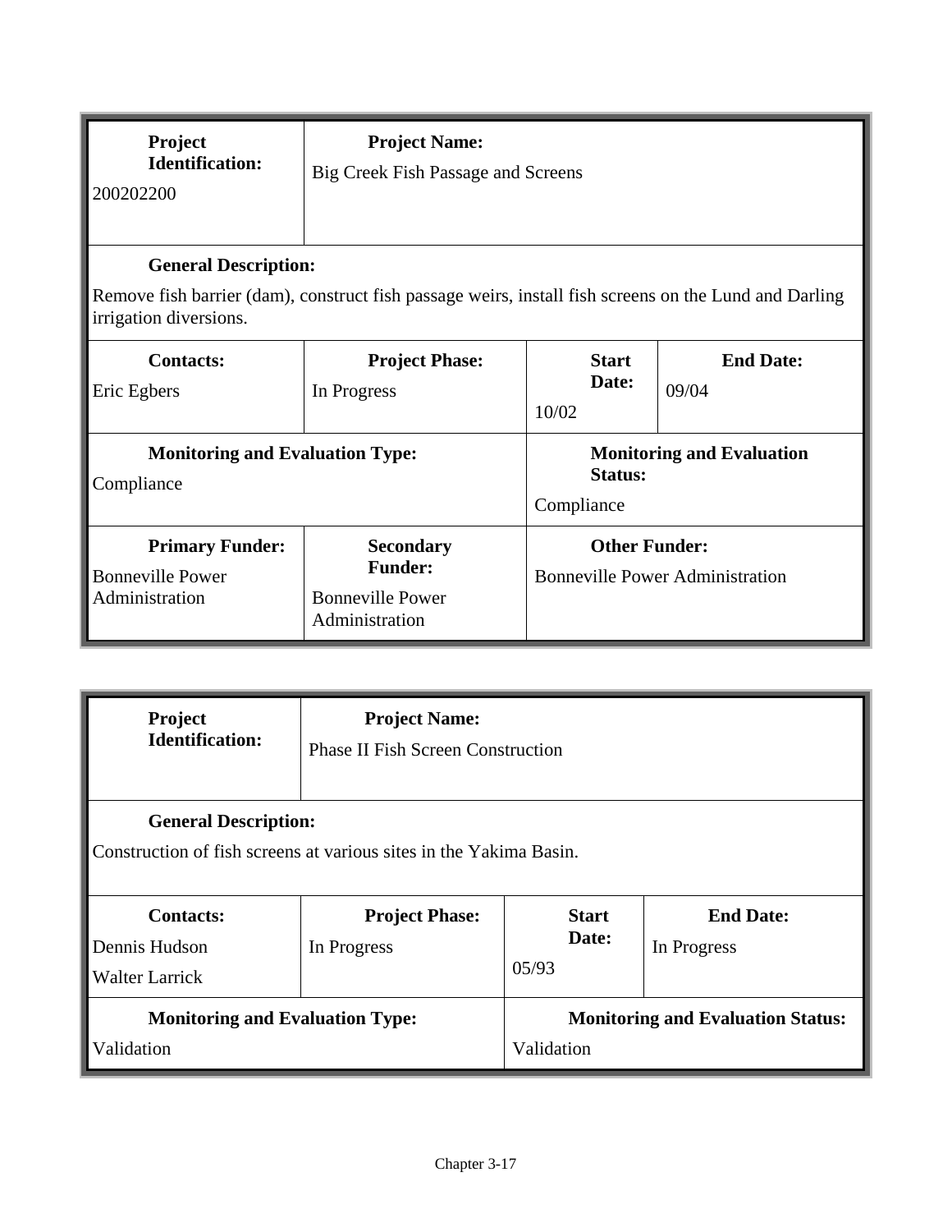| **Project Identification:** | **Project Name:** | | |
|---|---|---|---|
| 200202200 | Big Creek Fish Passage and Screens | | |
| **General Description:** | | | |
| Remove fish barrier (dam), construct fish passage weirs, install fish screens on the Lund and Darling irrigation diversions. | | | |
| **Contacts:** | **Project Phase:** | **Start Date:** | **End Date:** |
| Eric Egbers | In Progress | 10/02 | 09/04 |
| **Monitoring and Evaluation Type:** | | **Monitoring and Evaluation Status:** | |
| Compliance | | Compliance | |
| **Primary Funder:** | **Secondary Funder:** | **Other Funder:** | |
| Bonneville Power Administration | Bonneville Power Administration | Bonneville Power Administration | |

| **Project Identification:** | **Project Name:** | | |
|---|---|---|---|
| | Phase II Fish Screen Construction | | |
| **General Description:** | | | |
| Construction of fish screens at various sites in the Yakima Basin. | | | |
| **Contacts:** | **Project Phase:** | **Start Date:** | **End Date:** |
| Dennis Hudson<br>Walter Larrick | In Progress | 05/93 | In Progress |
| **Monitoring and Evaluation Type:** | | **Monitoring and Evaluation Status:** | |
| Validation | | Validation | |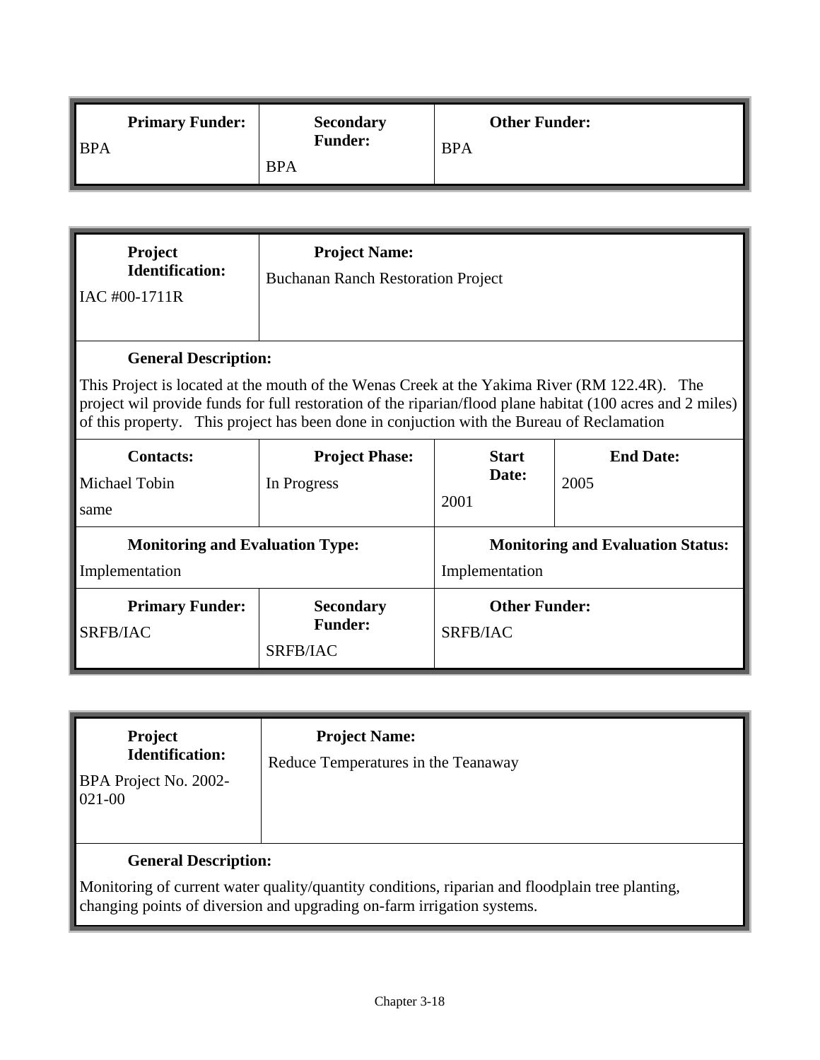| **Primary Funder:** | **Secondary Funder:** | **Other Funder:** |
|---|---|---|
| BPA | BPA | BPA |

| **Project Identification:** | **Project Name:** | | |
|---|---|---|---|
| IAC #00-1711R | Buchanan Ranch Restoration Project | | |
| **General Description:** This Project is located at the mouth of the Wenas Creek at the Yakima River (RM 122.4R). The project wil provide funds for full restoration of the riparian/flood plane habitat (100 acres and 2 miles) of this property. This project has been done in conjuction with the Bureau of Reclamation | | | |
| **Contacts:** Michael Tobin same | **Project Phase:** In Progress | **Start Date:** 2001 | **End Date:** 2005 |
| **Monitoring and Evaluation Type:** Implementation | | **Monitoring and Evaluation Status:** Implementation | |
| **Primary Funder:** SRFB/IAC | **Secondary Funder:** SRFB/IAC | **Other Funder:** SRFB/IAC | |

| **Project Identification:** | **Project Name:** |
|---|---|
| BPA Project No. 2002-021-00 | Reduce Temperatures in the Teanaway |
| **General Description:** Monitoring of current water quality/quantity conditions, riparian and floodplain tree planting, changing points of diversion and upgrading on-farm irrigation systems. | |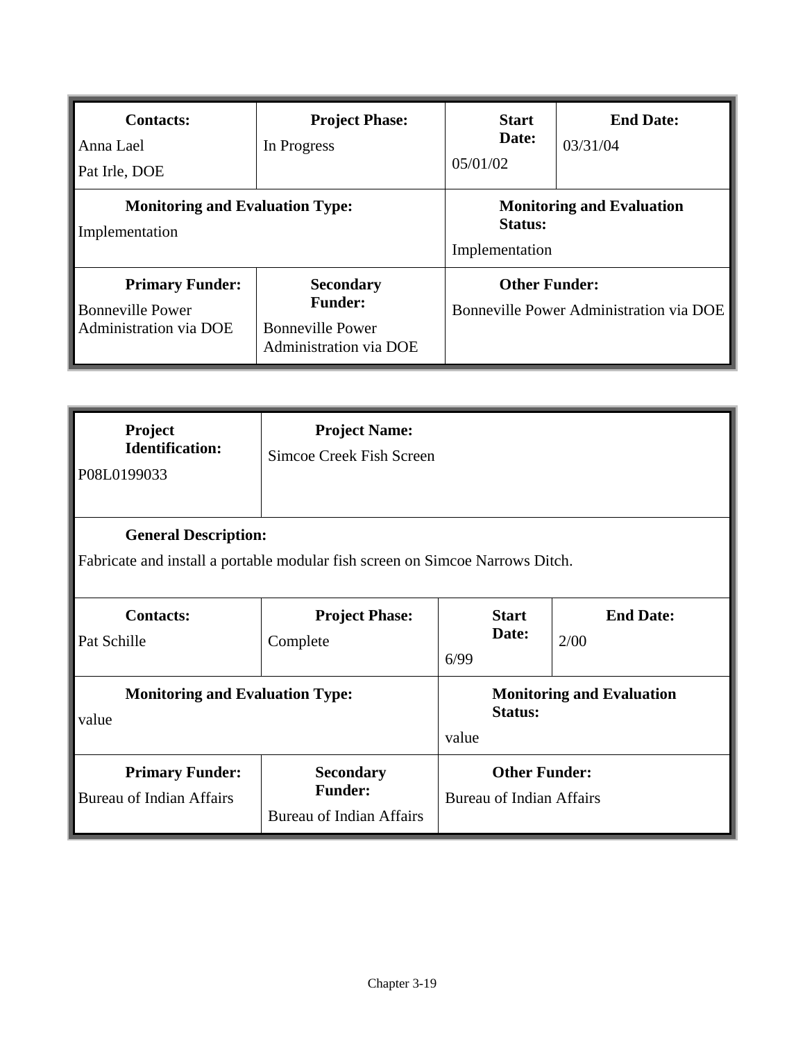| **Contacts:** | **Project Phase:** | **Start Date:** | **End Date:** |
|---|---|---|---|
| Anna Lael<br>Pat Irle, DOE | In Progress | 05/01/02 | 03/31/04 |
| **Monitoring and Evaluation Type:** | | **Monitoring and Evaluation Status:** | |
| Implementation | | Implementation | |
| **Primary Funder:** | **Secondary Funder:** | **Other Funder:** | |
| Bonneville Power Administration via DOE | Bonneville Power Administration via DOE | Bonneville Power Administration via DOE | |

| **Project Identification:** | **Project Name:** | | |
|---|---|---|---|
| P08L0199033 | Simcoe Creek Fish Screen | | |
| **General Description:** | | | |
| Fabricate and install a portable modular fish screen on Simcoe Narrows Ditch. | | | |
| **Contacts:** | **Project Phase:** | **Start Date:** | **End Date:** |
| Pat Schille | Complete | 6/99 | 2/00 |
| **Monitoring and Evaluation Type:** | | **Monitoring and Evaluation Status:** | |
| value | | value | |
| **Primary Funder:** | **Secondary Funder:** | **Other Funder:** | |
| Bureau of Indian Affairs | Bureau of Indian Affairs | Bureau of Indian Affairs | |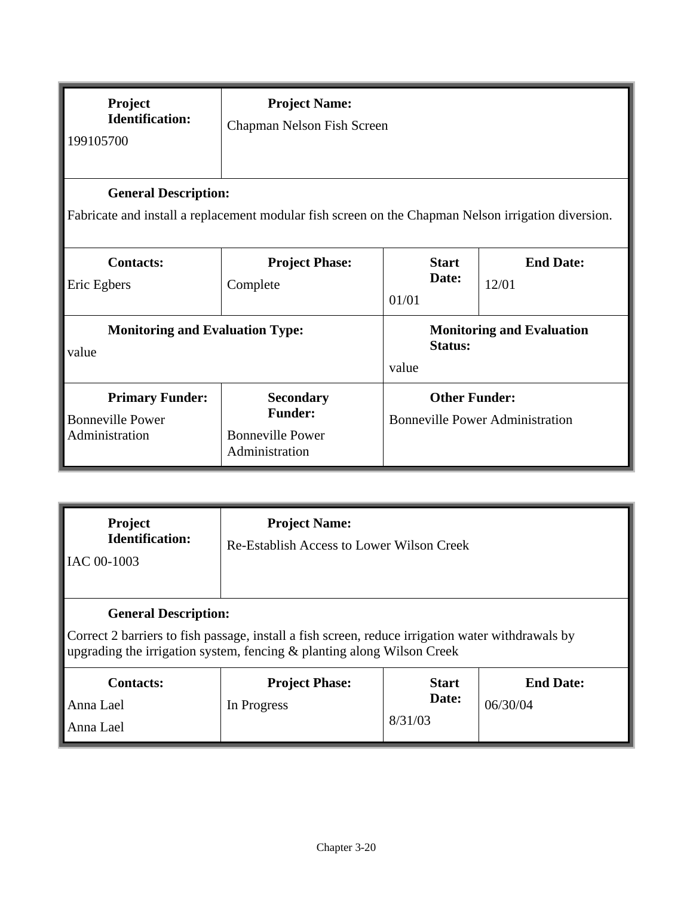| **Project Identification:** | **Project Name:** | | |
|---|---|---|---|
| 199105700 | Chapman Nelson Fish Screen | | |
| **General Description:** | | | |
| Fabricate and install a replacement modular fish screen on the Chapman Nelson irrigation diversion. | | | |
| **Contacts:** | **Project Phase:** | **Start Date:** | **End Date:** |
| Eric Egbers | Complete | 01/01 | 12/01 |
| **Monitoring and Evaluation Type:** | | **Monitoring and Evaluation Status:** | |
| value | | value | |
| **Primary Funder:** | **Secondary Funder:** | **Other Funder:** | |
| Bonneville Power Administration | Bonneville Power Administration | Bonneville Power Administration | |

| **Project Identification:** | **Project Name:** | | |
|---|---|---|---|
| IAC 00-1003 | Re-Establish Access to Lower Wilson Creek | | |
| **General Description:** | | | |
| Correct 2 barriers to fish passage, install a fish screen, reduce irrigation water withdrawals by upgrading the irrigation system, fencing & planting along Wilson Creek | | | |
| **Contacts:** | **Project Phase:** | **Start Date:** | **End Date:** |
| Anna Lael<br>Anna Lael | In Progress | 8/31/03 | 06/30/04 |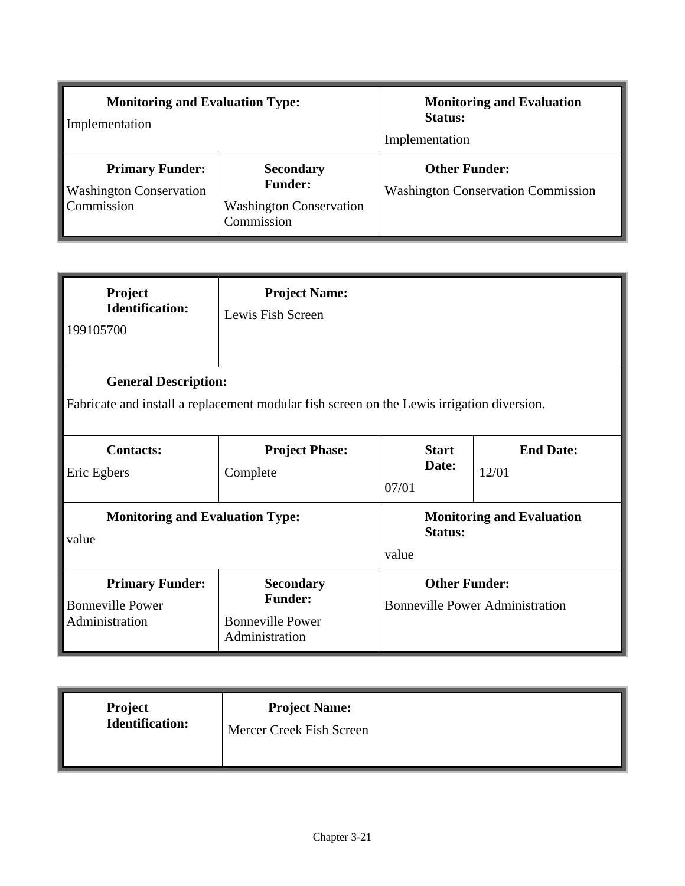| **Monitoring and Evaluation Type:** | | **Monitoring and Evaluation Status:** |
|---|---|---|
| Implementation | | Implementation |
| **Primary Funder:** | **Secondary Funder:** | **Other Funder:** |
| Washington Conservation Commission | Washington Conservation Commission | Washington Conservation Commission |

| **Project Identification:** | **Project Name:** | | |
|---|---|---|---|
| 199105700 | Lewis Fish Screen | | |
| **General Description:** | | | |
| Fabricate and install a replacement modular fish screen on the Lewis irrigation diversion. | | | |
| **Contacts:** | **Project Phase:** | **Start Date:** | **End Date:** |
| Eric Egbers | Complete | 07/01 | 12/01 |
| **Monitoring and Evaluation Type:** | | **Monitoring and Evaluation Status:** | |
| value | | value | |
| **Primary Funder:** | **Secondary Funder:** | **Other Funder:** | |
| Bonneville Power Administration | Bonneville Power Administration | Bonneville Power Administration | |

| **Project Identification:** | **Project Name:** |
|---|---|
| | Mercer Creek Fish Screen |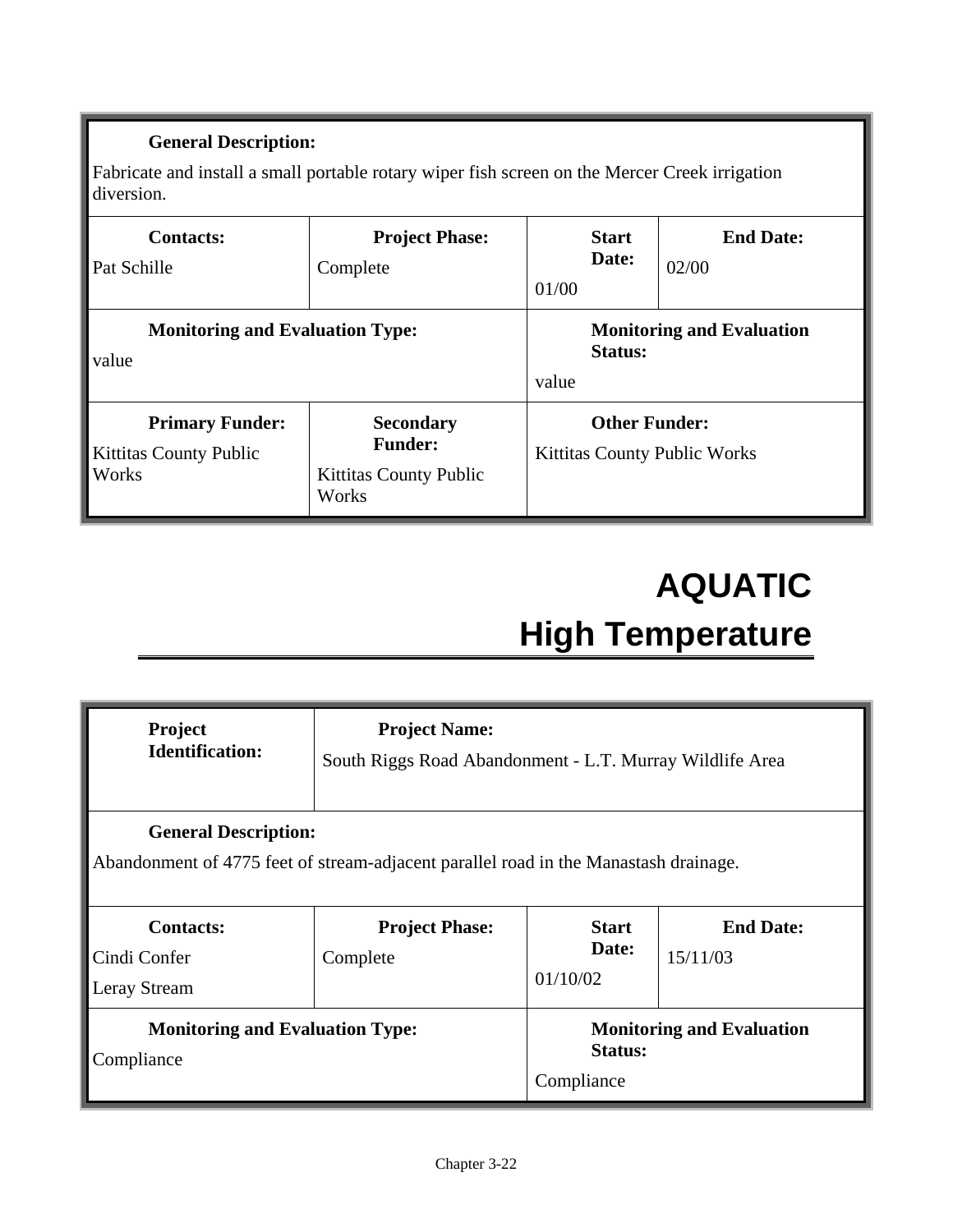**General Description:**

Fabricate and install a small portable rotary wiper fish screen on the Mercer Creek irrigation diversion.

| **Contacts:** | **Project Phase:** | **Start Date:** | **End Date:** |
|---|---|---|---|
| Pat Schille | Complete | 01/00 | 02/00 |

| **Monitoring and Evaluation Type:** | **Monitoring and Evaluation Status:** |
|---|---|
| value | value |

| **Primary Funder:** | **Secondary Funder:** | **Other Funder:** |
|---|---|---|
| Kittitas County Public Works | Kittitas County Public Works | Kittitas County Public Works |

# AQUATIC

## High Temperature

| **Project Identification:** | **Project Name:** |
|---|---|
| | South Riggs Road Abandonment - L.T. Murray Wildlife Area |

**General Description:**

Abandonment of 4775 feet of stream-adjacent parallel road in the Manastash drainage.

| **Contacts:** | **Project Phase:** | **Start Date:** | **End Date:** |
|---|---|---|---|
| Cindi Confer<br>Leray Stream | Complete | 01/10/02 | 15/11/03 |

| **Monitoring and Evaluation Type:** | **Monitoring and Evaluation Status:** |
|---|---|
| Compliance | Compliance |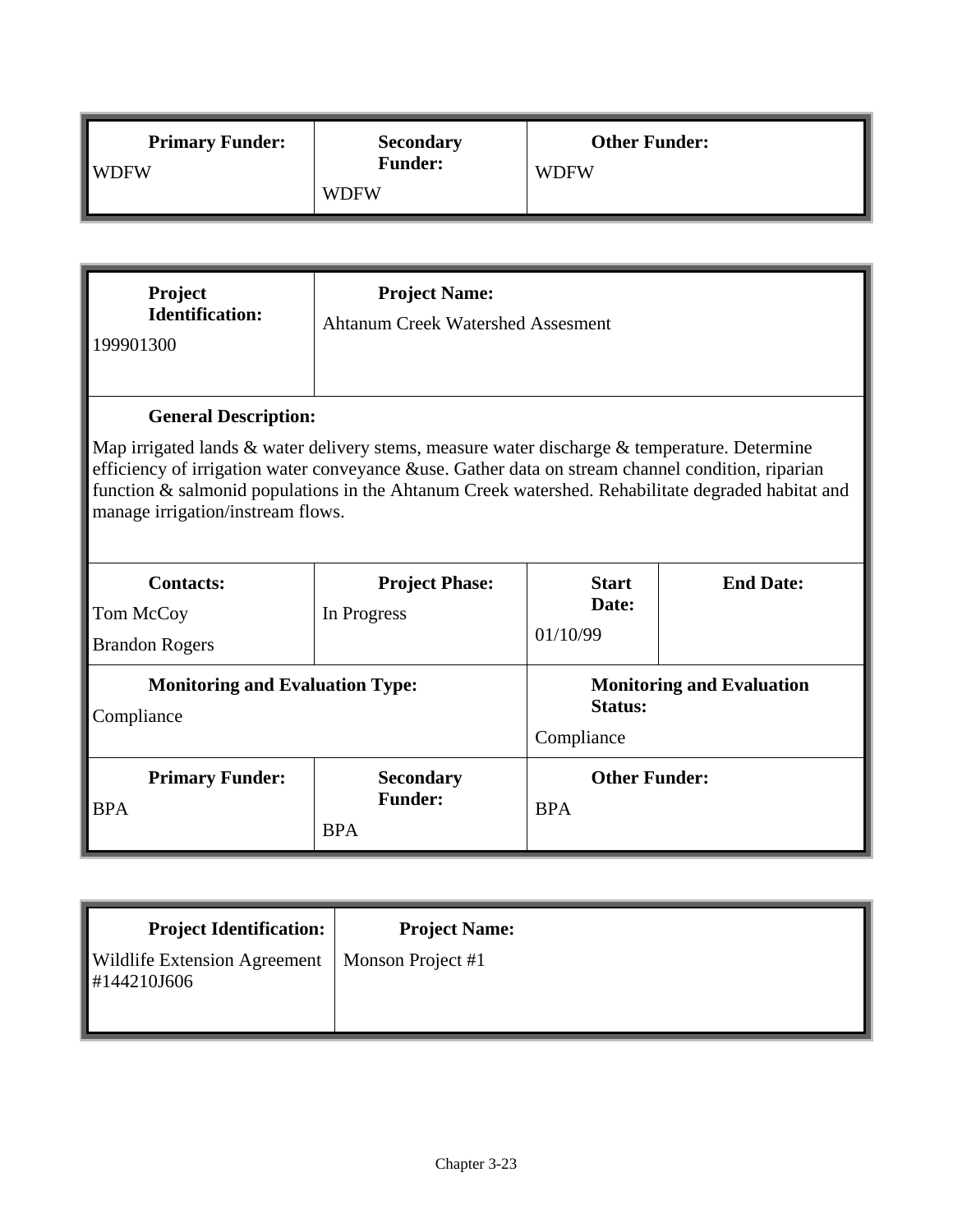| Primary Funder: | Secondary Funder: | Other Funder: |
| --- | --- | --- |
| WDFW | WDFW | WDFW |

| Project Identification: | Project Name: | | |
| --- | --- | --- | --- |
| 199901300 | Ahtanum Creek Watershed Assesment | | |
| **General Description:** Map irrigated lands & water delivery stems, measure water discharge & temperature. Determine efficiency of irrigation water conveyance &use. Gather data on stream channel condition, riparian function & salmonid populations in the Ahtanum Creek watershed. Rehabilitate degraded habitat and manage irrigation/instream flows. | | | |
| **Contacts:** Tom McCoy, Brandon Rogers | **Project Phase:** In Progress | **Start Date:** 01/10/99 | **End Date:** |
| **Monitoring and Evaluation Type:** Compliance | | **Monitoring and Evaluation Status:** Compliance | |
| **Primary Funder:** BPA | **Secondary Funder:** BPA | **Other Funder:** BPA | |

| Project Identification: | Project Name: |
| --- | --- |
| Wildlife Extension Agreement #144210J606 | Monson Project #1 |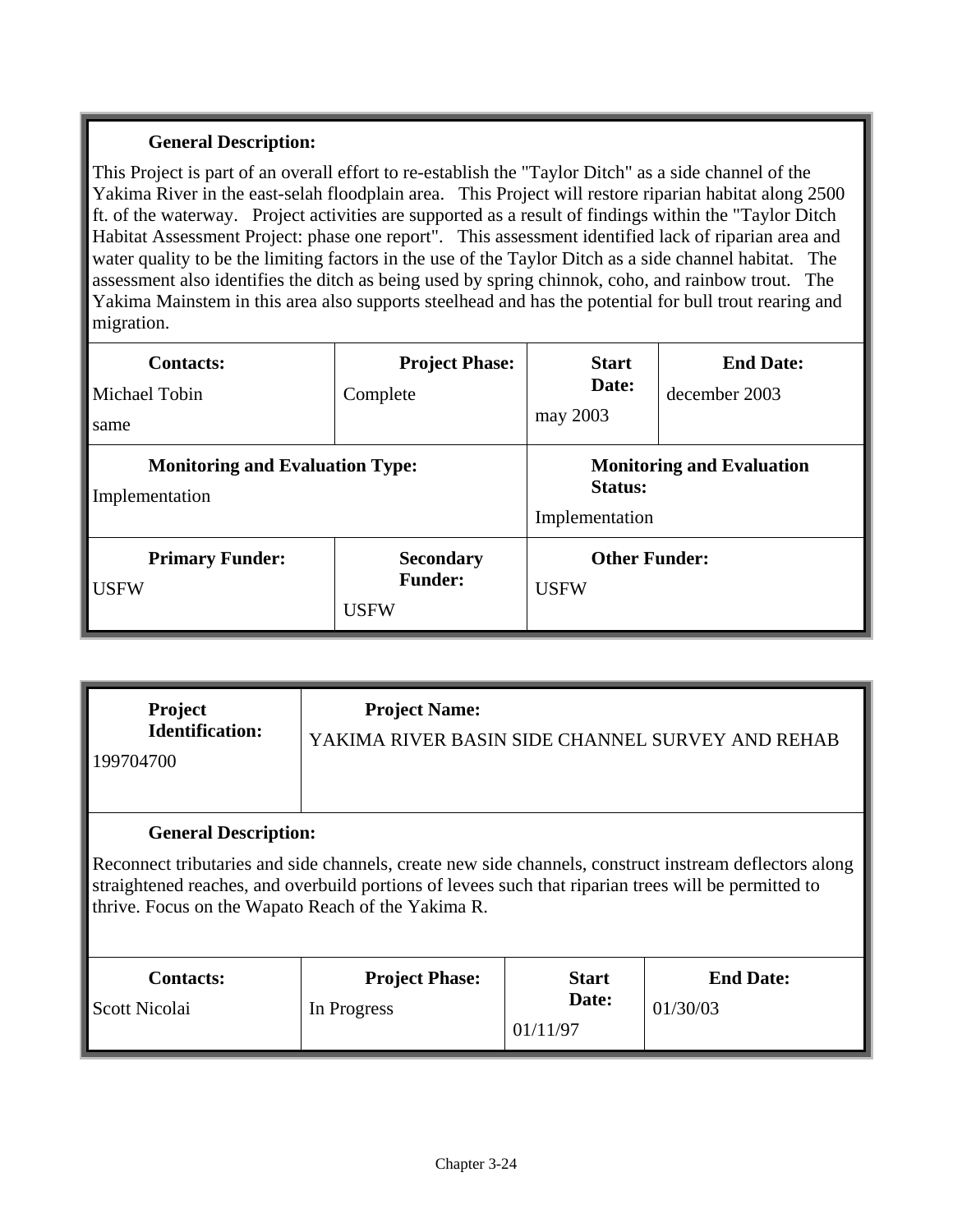**General Description:**

This Project is part of an overall effort to re-establish the "Taylor Ditch" as a side channel of the Yakima River in the east-selah floodplain area. This Project will restore riparian habitat along 2500 ft. of the waterway. Project activities are supported as a result of findings within the "Taylor Ditch Habitat Assessment Project: phase one report". This assessment identified lack of riparian area and water quality to be the limiting factors in the use of the Taylor Ditch as a side channel habitat. The assessment also identifies the ditch as being used by spring chinnok, coho, and rainbow trout. The Yakima Mainstem in this area also supports steelhead and has the potential for bull trout rearing and migration.

| **Contacts:** | **Project Phase:** | **Start Date:** | **End Date:** |
|---|---|---|---|
| Michael Tobin<br>same | Complete | may 2003 | december 2003 |

| **Monitoring and Evaluation Type:** | **Monitoring and Evaluation Status:** |
|---|---|
| Implementation | Implementation |

| **Primary Funder:** | **Secondary Funder:** | **Other Funder:** |
|---|---|---|
| USFW | USFW | USFW |

| **Project Identification:** | **Project Name:** |
|---|---|
| 199704700 | YAKIMA RIVER BASIN SIDE CHANNEL SURVEY AND REHAB |

**General Description:**

Reconnect tributaries and side channels, create new side channels, construct instream deflectors along straightened reaches, and overbuild portions of levees such that riparian trees will be permitted to thrive. Focus on the Wapato Reach of the Yakima R.

| **Contacts:** | **Project Phase:** | **Start Date:** | **End Date:** |
|---|---|---|---|
| Scott Nicolai | In Progress | 01/11/97 | 01/30/03 |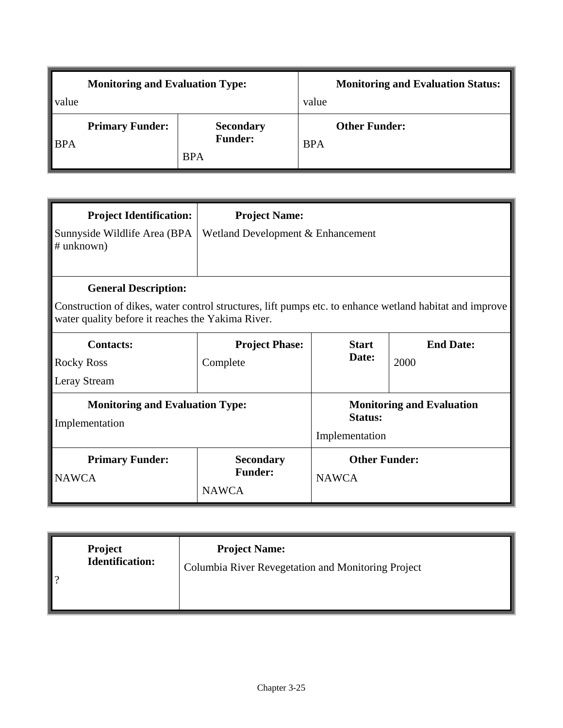| **Monitoring and Evaluation Type:** | | **Monitoring and Evaluation Status:** |
|---|---|---|
| value | | value |
| **Primary Funder:** BPA | **Secondary Funder:** BPA | **Other Funder:** BPA |

| **Project Identification:** | **Project Name:** | | |
|---|---|---|---|
| Sunnyside Wildlife Area (BPA # unknown) | Wetland Development & Enhancement | | |
| **General Description:** Construction of dikes, water control structures, lift pumps etc. to enhance wetland habitat and improve water quality before it reaches the Yakima River. | | | |
| **Contacts:** Rocky Ross, Leray Stream | **Project Phase:** Complete | **Start Date:** | **End Date:** 2000 |
| **Monitoring and Evaluation Type:** Implementation | | **Monitoring and Evaluation Status:** Implementation | |
| **Primary Funder:** NAWCA | **Secondary Funder:** NAWCA | **Other Funder:** NAWCA | |

| **Project Identification:** | **Project Name:** |
|---|---|
| ? | Columbia River Revegetation and Monitoring Project |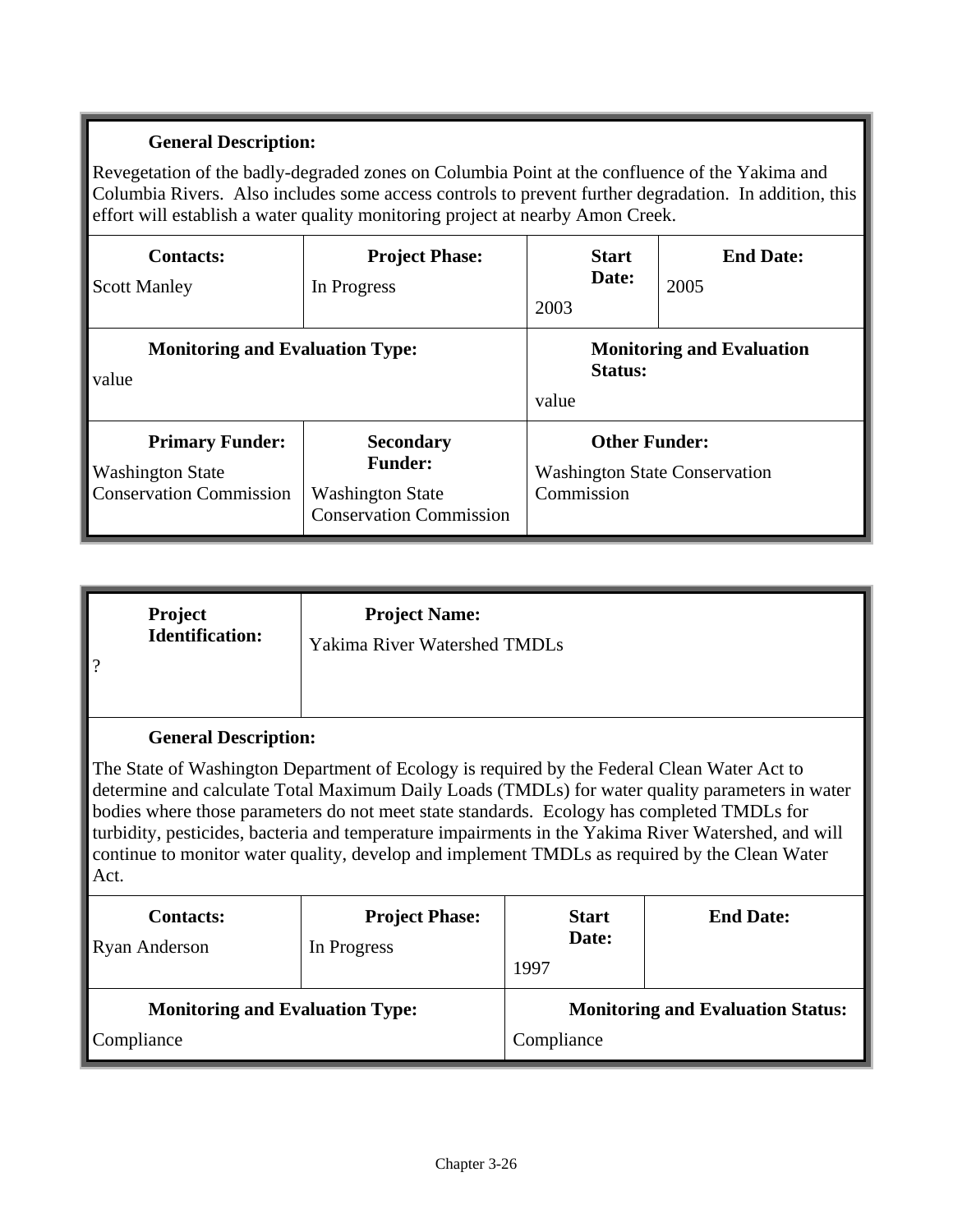**General Description:**

Revegetation of the badly-degraded zones on Columbia Point at the confluence of the Yakima and Columbia Rivers. Also includes some access controls to prevent further degradation. In addition, this effort will establish a water quality monitoring project at nearby Amon Creek.

| **Contacts:** | **Project Phase:** | **Start Date:** | **End Date:** |
|---|---|---|---|
| Scott Manley | In Progress | 2003 | 2005 |

| **Monitoring and Evaluation Type:** | **Monitoring and Evaluation Status:** |
|---|---|
| value | value |

| **Primary Funder:** | **Secondary Funder:** | **Other Funder:** |
|---|---|---|
| Washington State Conservation Commission | Washington State Conservation Commission | Washington State Conservation Commission |

| **Project Identification:** | **Project Name:** |
|---|---|
| ? | Yakima River Watershed TMDLs |

**General Description:**

The State of Washington Department of Ecology is required by the Federal Clean Water Act to determine and calculate Total Maximum Daily Loads (TMDLs) for water quality parameters in water bodies where those parameters do not meet state standards. Ecology has completed TMDLs for turbidity, pesticides, bacteria and temperature impairments in the Yakima River Watershed, and will continue to monitor water quality, develop and implement TMDLs as required by the Clean Water Act.

| **Contacts:** | **Project Phase:** | **Start Date:** | **End Date:** |
|---|---|---|---|
| Ryan Anderson | In Progress | 1997 | |

| **Monitoring and Evaluation Type:** | **Monitoring and Evaluation Status:** |
|---|---|
| Compliance | Compliance |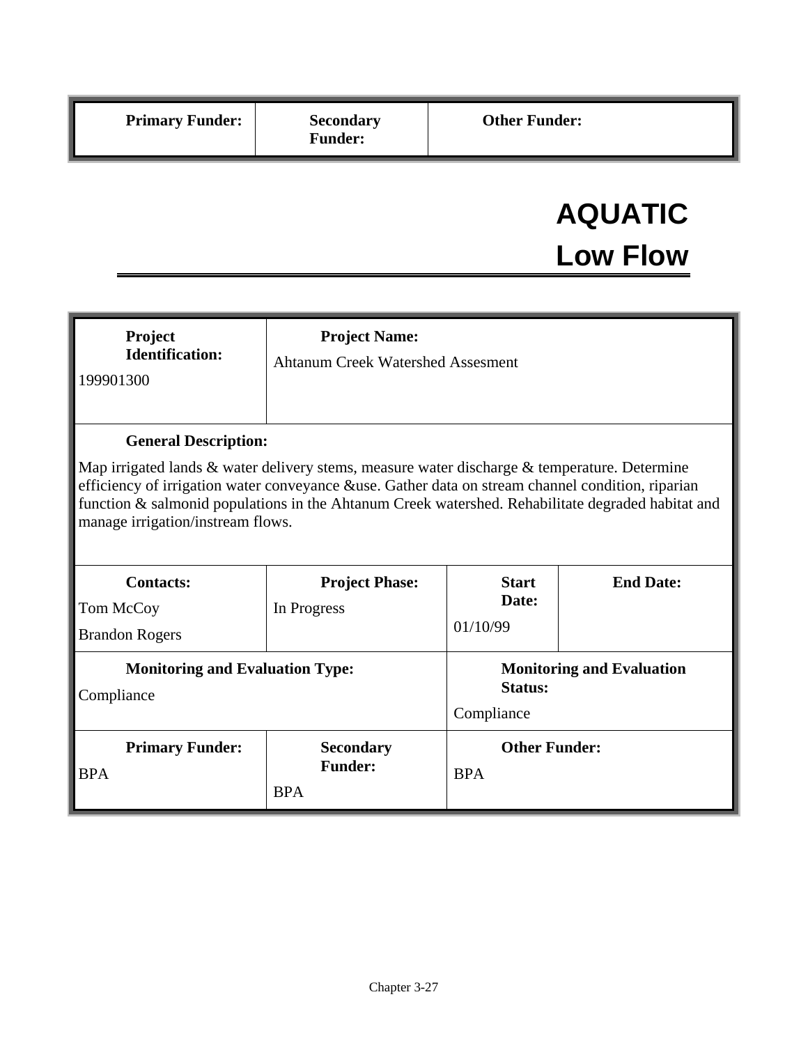| Primary Funder: | Secondary Funder: | Other Funder: |
| --- | --- | --- |

# AQUATIC
## Low Flow

| Project Identification: | Project Name: | | |
| --- | --- | --- | --- |
| 199901300 | Ahtanum Creek Watershed Assesment | | |

**General Description:**

Map irrigated lands & water delivery stems, measure water discharge & temperature. Determine efficiency of irrigation water conveyance &use. Gather data on stream channel condition, riparian function & salmonid populations in the Ahtanum Creek watershed. Rehabilitate degraded habitat and manage irrigation/instream flows.

| Contacts: | Project Phase: | Start Date: | End Date: |
| --- | --- | --- | --- |
| Tom McCoy<br>Brandon Rogers | In Progress | 01/10/99 | |

| Monitoring and Evaluation Type: | Monitoring and Evaluation Status: |
| --- | --- |
| Compliance | Compliance |

| Primary Funder: | Secondary Funder: | Other Funder: |
| --- | --- | --- |
| BPA | BPA | BPA |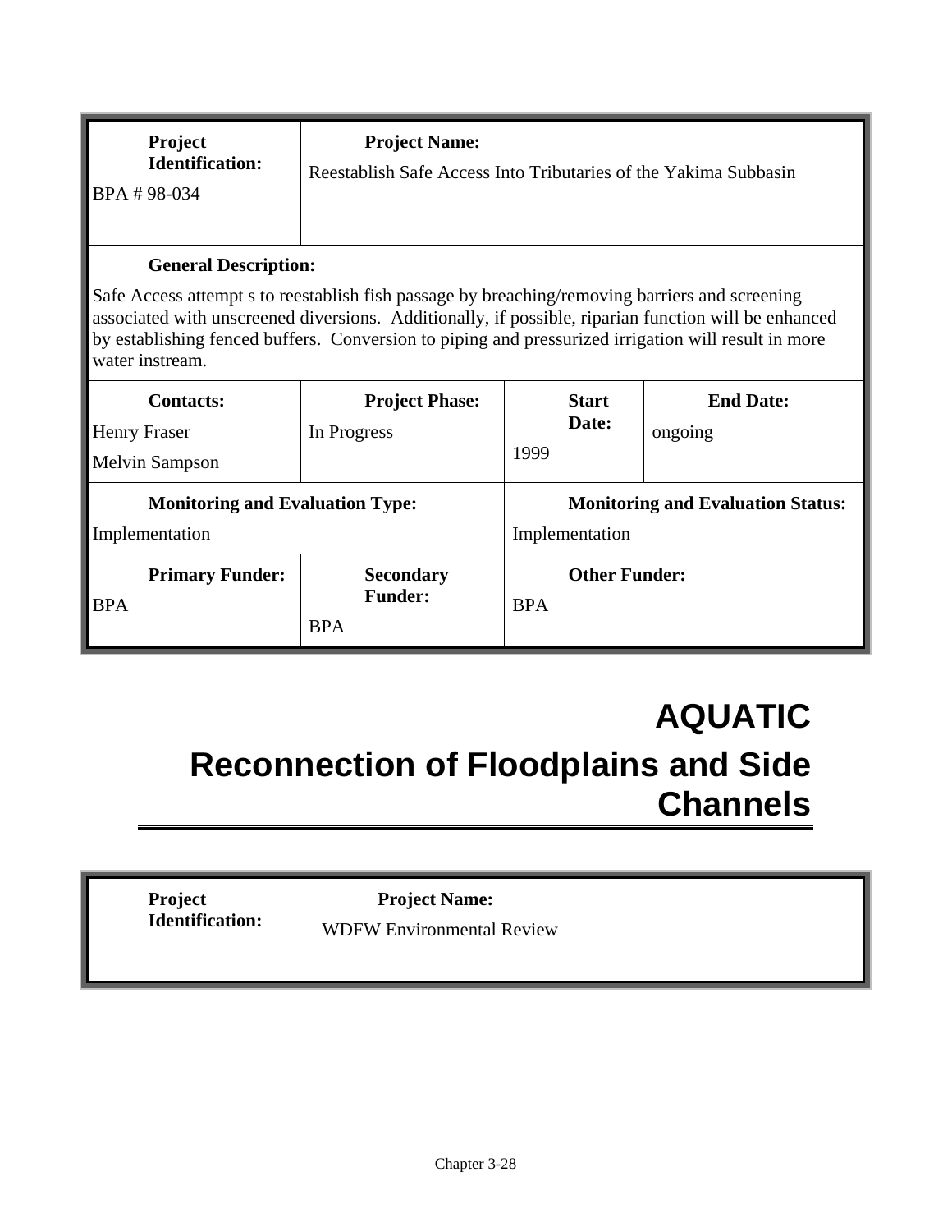| **Project Identification:** | **Project Name:** | | |
|---|---|---|---|
| BPA # 98-034 | Reestablish Safe Access Into Tributaries of the Yakima Subbasin | | |
| **General Description:** | | | |
| Safe Access attempt s to reestablish fish passage by breaching/removing barriers and screening associated with unscreened diversions. Additionally, if possible, riparian function will be enhanced by establishing fenced buffers. Conversion to piping and pressurized irrigation will result in more water instream. | | | |
| **Contacts:** | **Project Phase:** | **Start Date:** | **End Date:** |
| Henry Fraser<br>Melvin Sampson | In Progress | 1999 | ongoing |
| **Monitoring and Evaluation Type:** | | **Monitoring and Evaluation Status:** | |
| Implementation | | Implementation | |
| **Primary Funder:** | **Secondary Funder:** | **Other Funder:** | |
| BPA | BPA | BPA | |

# AQUATIC

# Reconnection of Floodplains and Side Channels

| **Project Identification:** | **Project Name:** |
|---|---|
| | WDFW Environmental Review |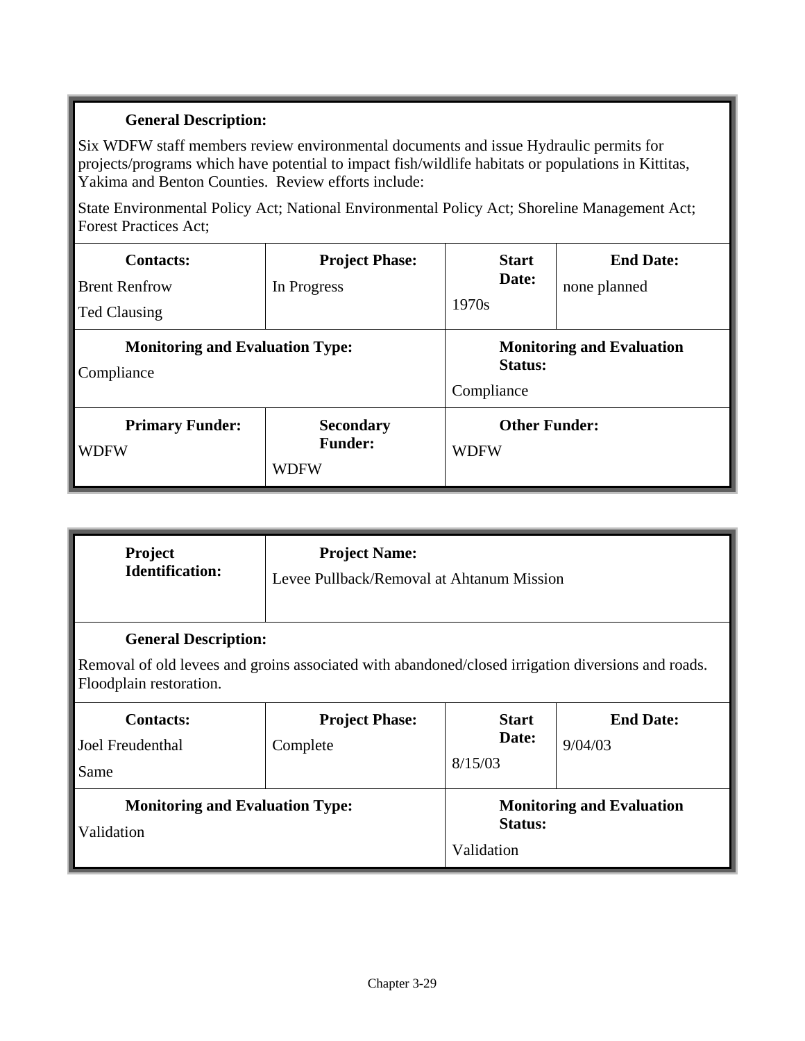**General Description:**

Six WDFW staff members review environmental documents and issue Hydraulic permits for projects/programs which have potential to impact fish/wildlife habitats or populations in Kittitas, Yakima and Benton Counties. Review efforts include:

State Environmental Policy Act; National Environmental Policy Act; Shoreline Management Act; Forest Practices Act;

| **Contacts:** | **Project Phase:** | **Start Date:** | **End Date:** |
|---|---|---|---|
| Brent Renfrow<br>Ted Clausing | In Progress | 1970s | none planned |

| **Monitoring and Evaluation Type:** | **Monitoring and Evaluation Status:** |
|---|---|
| Compliance | Compliance |

| **Primary Funder:** | **Secondary Funder:** | **Other Funder:** |
|---|---|---|
| WDFW | WDFW | WDFW |

| **Project Identification:** | **Project Name:** |
|---|---|
| | Levee Pullback/Removal at Ahtanum Mission |

**General Description:**

Removal of old levees and groins associated with abandoned/closed irrigation diversions and roads. Floodplain restoration.

| **Contacts:** | **Project Phase:** | **Start Date:** | **End Date:** |
|---|---|---|---|
| Joel Freudenthal<br>Same | Complete | 8/15/03 | 9/04/03 |

| **Monitoring and Evaluation Type:** | **Monitoring and Evaluation Status:** |
|---|---|
| Validation | Validation |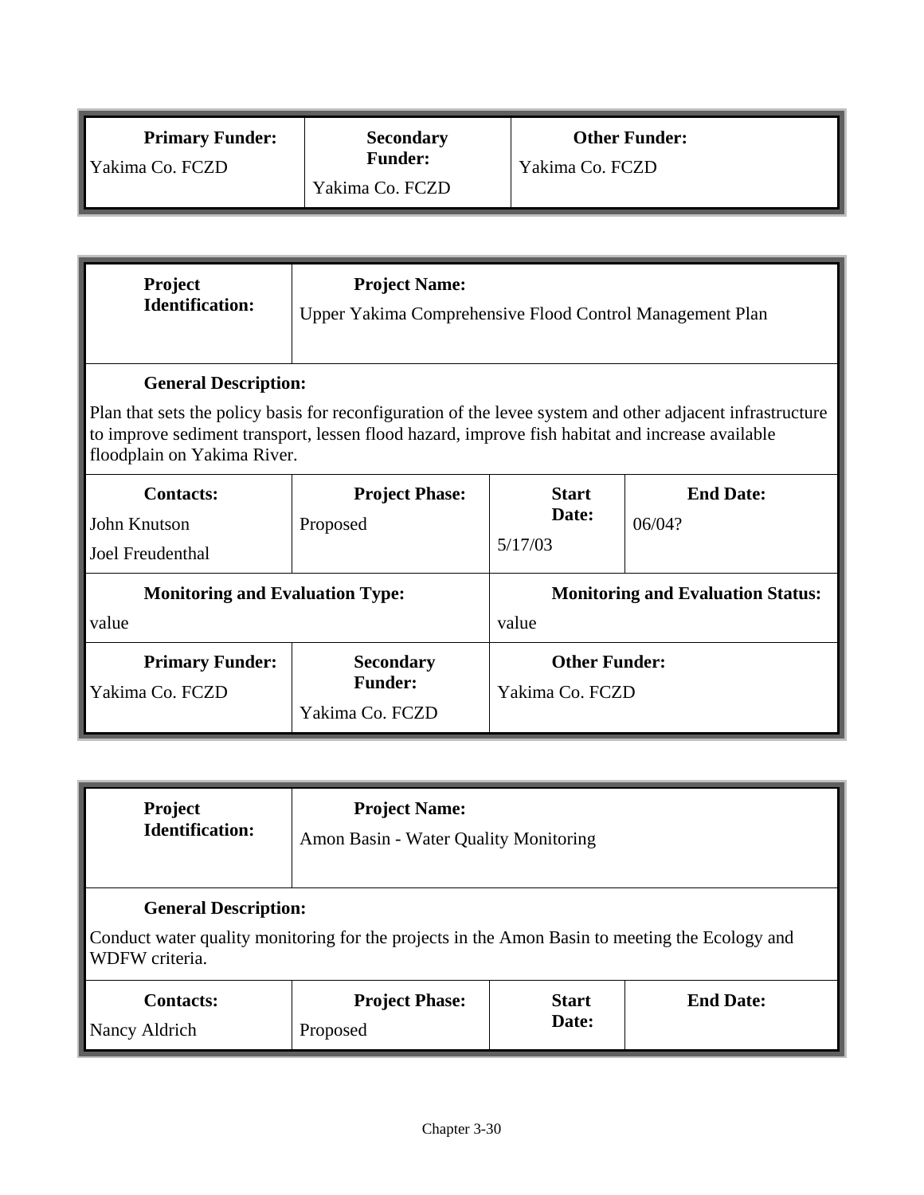| **Primary Funder:** | **Secondary Funder:** | **Other Funder:** |
|---|---|---|
| Yakima Co. FCZD | Yakima Co. FCZD | Yakima Co. FCZD |

| **Project Identification:** | **Project Name:** | | |
|---|---|---|---|
| | Upper Yakima Comprehensive Flood Control Management Plan | | |
| **General Description:** | | | |
| Plan that sets the policy basis for reconfiguration of the levee system and other adjacent infrastructure to improve sediment transport, lessen flood hazard, improve fish habitat and increase available floodplain on Yakima River. | | | |
| **Contacts:** | **Project Phase:** | **Start Date:** | **End Date:** |
| John Knutson<br>Joel Freudenthal | Proposed | 5/17/03 | 06/04? |
| **Monitoring and Evaluation Type:** | | **Monitoring and Evaluation Status:** | |
| value | | value | |
| **Primary Funder:** | **Secondary Funder:** | **Other Funder:** | |
| Yakima Co. FCZD | Yakima Co. FCZD | Yakima Co. FCZD | |

| **Project Identification:** | **Project Name:** | | |
|---|---|---|---|
| | Amon Basin - Water Quality Monitoring | | |
| **General Description:** | | | |
| Conduct water quality monitoring for the projects in the Amon Basin to meeting the Ecology and WDFW criteria. | | | |
| **Contacts:** | **Project Phase:** | **Start Date:** | **End Date:** |
| Nancy Aldrich | Proposed | | |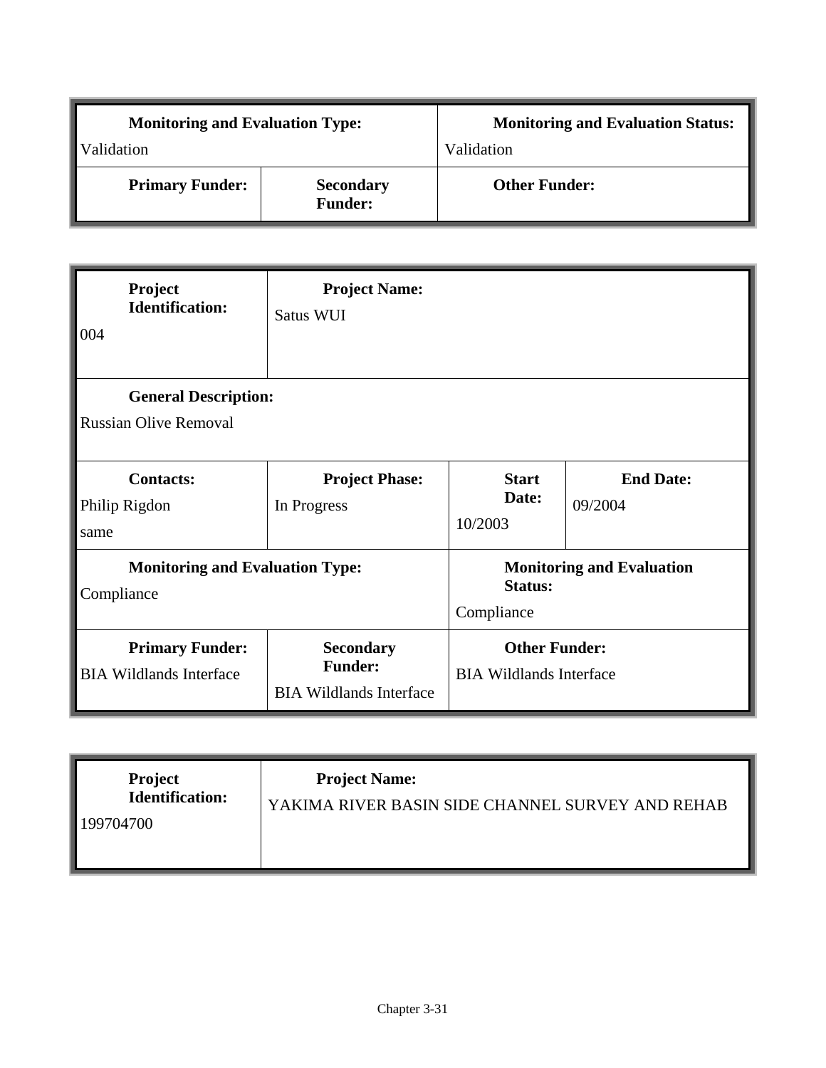| **Monitoring and Evaluation Type:** | | **Monitoring and Evaluation Status:** |
|---|---|---|
| Validation | | Validation |
| **Primary Funder:** | **Secondary Funder:** | **Other Funder:** |

| **Project Identification:** | **Project Name:** | | |
|---|---|---|---|
| 004 | Satus WUI | | |
| **General Description:** | | | |
| Russian Olive Removal | | | |
| **Contacts:** | **Project Phase:** | **Start Date:** | **End Date:** |
| Philip Rigdon<br>same | In Progress | 10/2003 | 09/2004 |
| **Monitoring and Evaluation Type:** | | **Monitoring and Evaluation Status:** | |
| Compliance | | Compliance | |
| **Primary Funder:** | **Secondary Funder:** | **Other Funder:** | |
| BIA Wildlands Interface | BIA Wildlands Interface | BIA Wildlands Interface | |

| **Project Identification:** | **Project Name:** |
|---|---|
| 199704700 | YAKIMA RIVER BASIN SIDE CHANNEL SURVEY AND REHAB |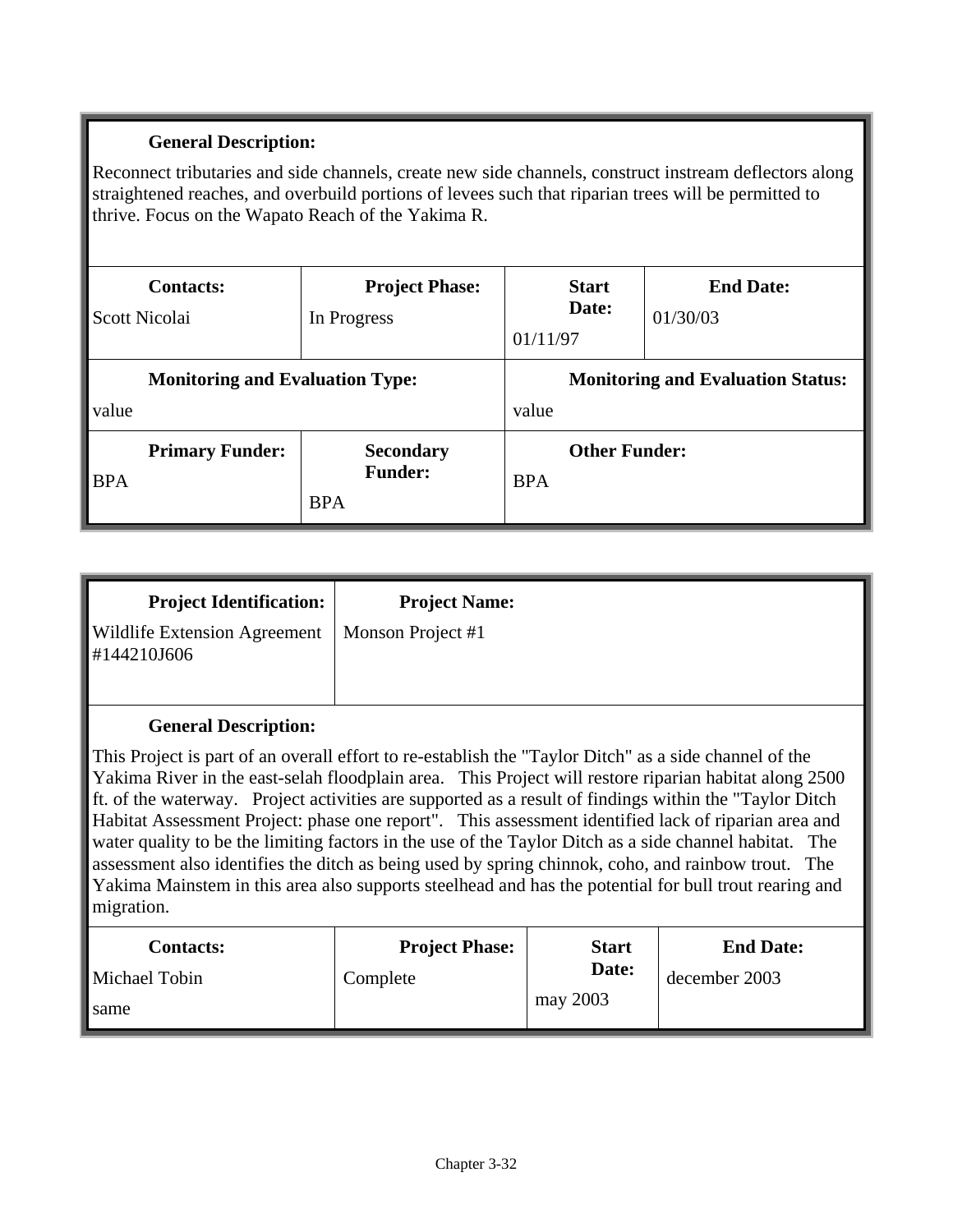| **General Description:** | | | |
|---|---|---|---|
| Reconnect tributaries and side channels, create new side channels, construct instream deflectors along straightened reaches, and overbuild portions of levees such that riparian trees will be permitted to thrive. Focus on the Wapato Reach of the Yakima R. | | | |
| **Contacts:** Scott Nicolai | **Project Phase:** In Progress | **Start Date:** 01/11/97 | **End Date:** 01/30/03 |
| **Monitoring and Evaluation Type:** value | | **Monitoring and Evaluation Status:** value | |
| **Primary Funder:** BPA | **Secondary Funder:** BPA | **Other Funder:** BPA | |

| **Project Identification:** | **Project Name:** | | |
|---|---|---|---|
| Wildlife Extension Agreement #144210J606 | Monson Project #1 | | |
| **General Description:** This Project is part of an overall effort to re-establish the "Taylor Ditch" as a side channel of the Yakima River in the east-selah floodplain area. This Project will restore riparian habitat along 2500 ft. of the waterway. Project activities are supported as a result of findings within the "Taylor Ditch Habitat Assessment Project: phase one report". This assessment identified lack of riparian area and water quality to be the limiting factors in the use of the Taylor Ditch as a side channel habitat. The assessment also identifies the ditch as being used by spring chinnok, coho, and rainbow trout. The Yakima Mainstem in this area also supports steelhead and has the potential for bull trout rearing and migration. | | | |
| **Contacts:** Michael Tobin same | **Project Phase:** Complete | **Start Date:** may 2003 | **End Date:** december 2003 |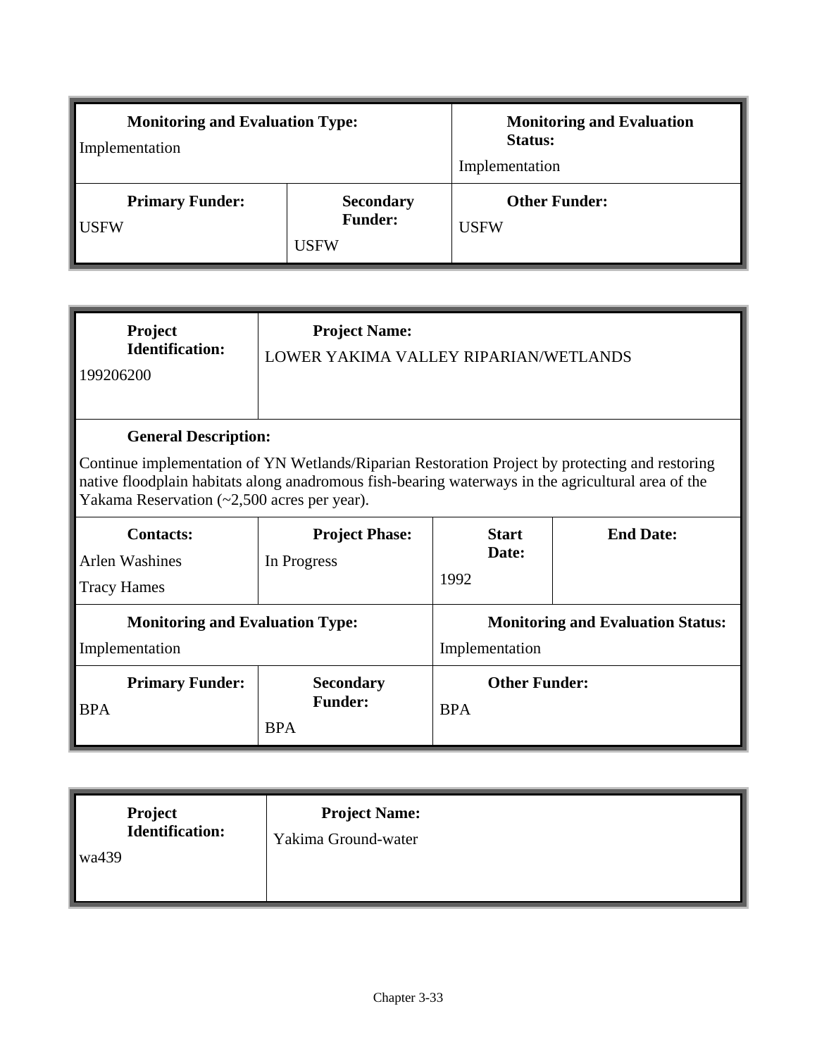| **Monitoring and Evaluation Type:** | | **Monitoring and Evaluation Status:** |
|---|---|---|
| Implementation | | Implementation |
| **Primary Funder:** | **Secondary Funder:** | **Other Funder:** |
| USFW | USFW | USFW |

| **Project Identification:** | **Project Name:** | | |
|---|---|---|---|
| 199206200 | LOWER YAKIMA VALLEY RIPARIAN/WETLANDS | | |
| **General Description:** | | | |
| Continue implementation of YN Wetlands/Riparian Restoration Project by protecting and restoring native floodplain habitats along anadromous fish-bearing waterways in the agricultural area of the Yakama Reservation (~2,500 acres per year). | | | |
| **Contacts:** | **Project Phase:** | **Start Date:** | **End Date:** |
| Arlen Washines<br>Tracy Hames | In Progress | 1992 | |
| **Monitoring and Evaluation Type:** | | **Monitoring and Evaluation Status:** | |
| Implementation | | Implementation | |
| **Primary Funder:** | **Secondary Funder:** | **Other Funder:** | |
| BPA | BPA | BPA | |

| **Project Identification:** | **Project Name:** |
|---|---|
| wa439 | Yakima Ground-water |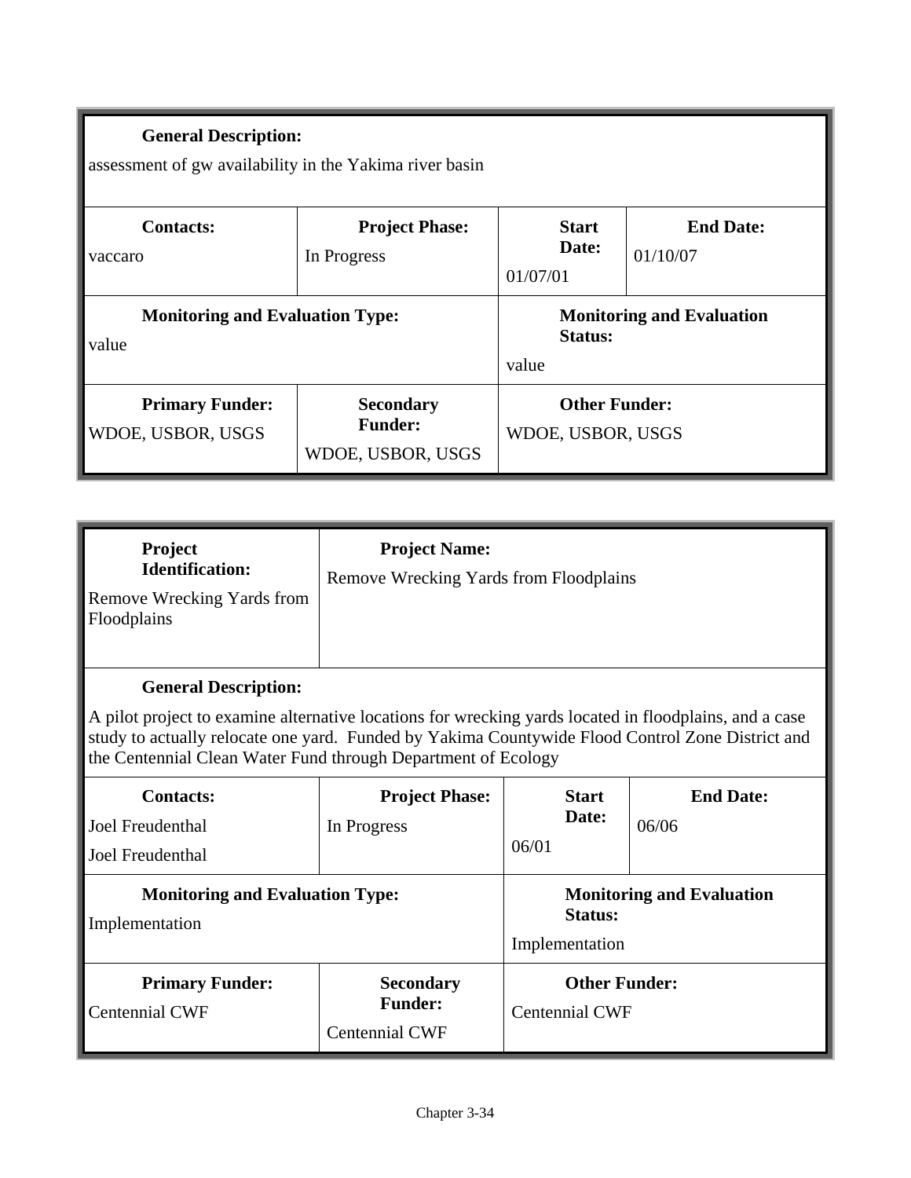**General Description:**

assessment of gw availability in the Yakima river basin

| **Contacts:** | **Project Phase:** | **Start Date:** | **End Date:** |
|---|---|---|---|
| vaccaro | In Progress | 01/07/01 | 01/10/07 |

| **Monitoring and Evaluation Type:** | **Monitoring and Evaluation Status:** |
|---|---|
| value | value |

| **Primary Funder:** | **Secondary Funder:** | **Other Funder:** |
|---|---|---|
| WDOE, USBOR, USGS | WDOE, USBOR, USGS | WDOE, USBOR, USGS |

| **Project Identification:** | **Project Name:** |
|---|---|
| Remove Wrecking Yards from Floodplains | Remove Wrecking Yards from Floodplains |

**General Description:**

A pilot project to examine alternative locations for wrecking yards located in floodplains, and a case study to actually relocate one yard. Funded by Yakima Countywide Flood Control Zone District and the Centennial Clean Water Fund through Department of Ecology

| **Contacts:** | **Project Phase:** | **Start Date:** | **End Date:** |
|---|---|---|---|
| Joel Freudenthal<br>Joel Freudenthal | In Progress | 06/01 | 06/06 |

| **Monitoring and Evaluation Type:** | **Monitoring and Evaluation Status:** |
|---|---|
| Implementation | Implementation |

| **Primary Funder:** | **Secondary Funder:** | **Other Funder:** |
|---|---|---|
| Centennial CWF | Centennial CWF | Centennial CWF |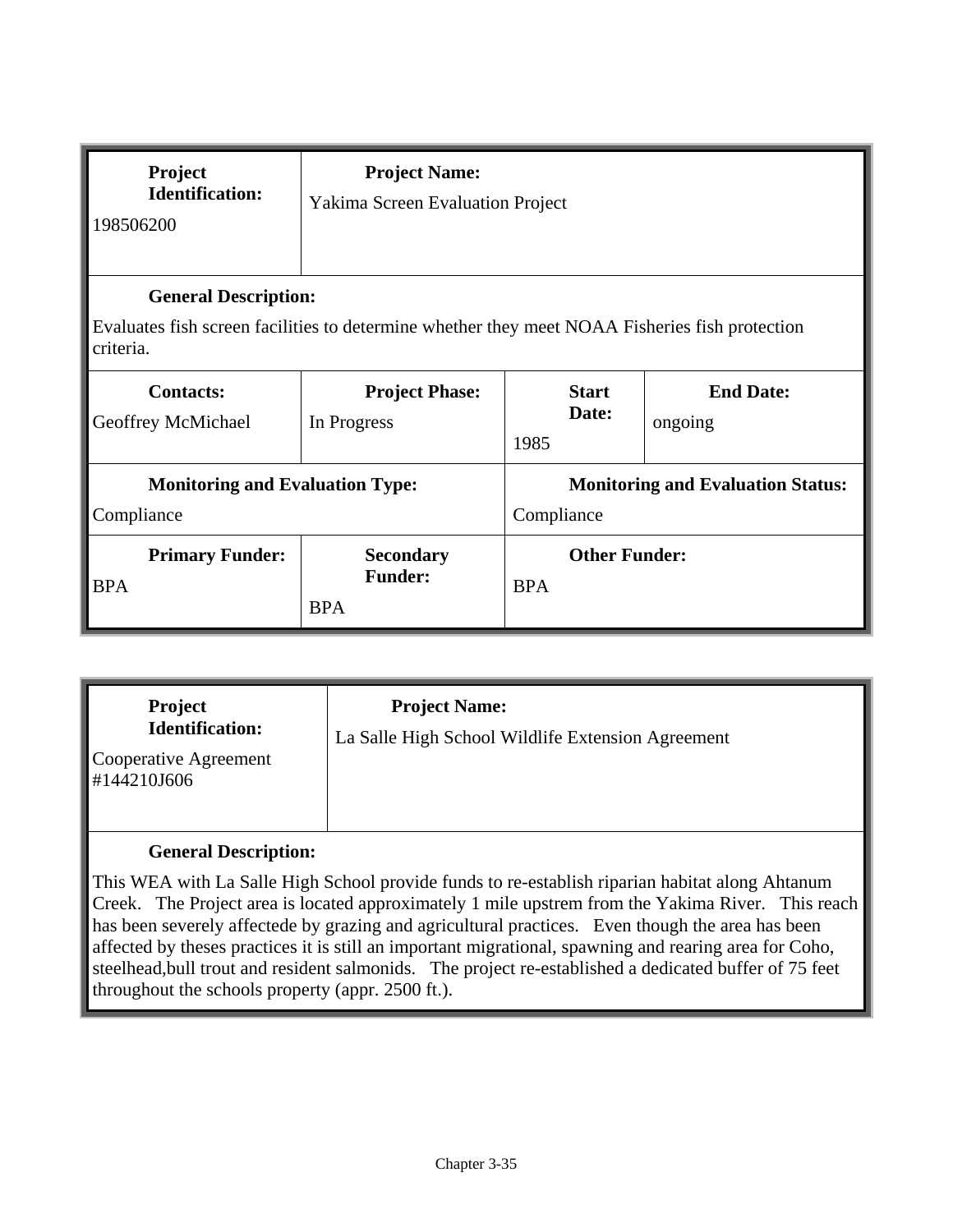| **Project Identification:** | **Project Name:** | | |
|---|---|---|---|
| 198506200 | Yakima Screen Evaluation Project | | |
| **General Description:** | | | |
| Evaluates fish screen facilities to determine whether they meet NOAA Fisheries fish protection criteria. | | | |
| **Contacts:** | **Project Phase:** | **Start Date:** | **End Date:** |
| Geoffrey McMichael | In Progress | 1985 | ongoing |
| **Monitoring and Evaluation Type:** | | **Monitoring and Evaluation Status:** | |
| Compliance | | Compliance | |
| **Primary Funder:** | **Secondary Funder:** | **Other Funder:** | |
| BPA | BPA | BPA | |

| **Project Identification:** | **Project Name:** |
|---|---|
| Cooperative Agreement #144210J606 | La Salle High School Wildlife Extension Agreement |
| **General Description:** | |
| This WEA with La Salle High School provide funds to re-establish riparian habitat along Ahtanum Creek. The Project area is located approximately 1 mile upstrem from the Yakima River. This reach has been severely affectede by grazing and agricultural practices. Even though the area has been affected by theses practices it is still an important migrational, spawning and rearing area for Coho, steelhead,bull trout and resident salmonids. The project re-established a dedicated buffer of 75 feet throughout the schools property (appr. 2500 ft.). | |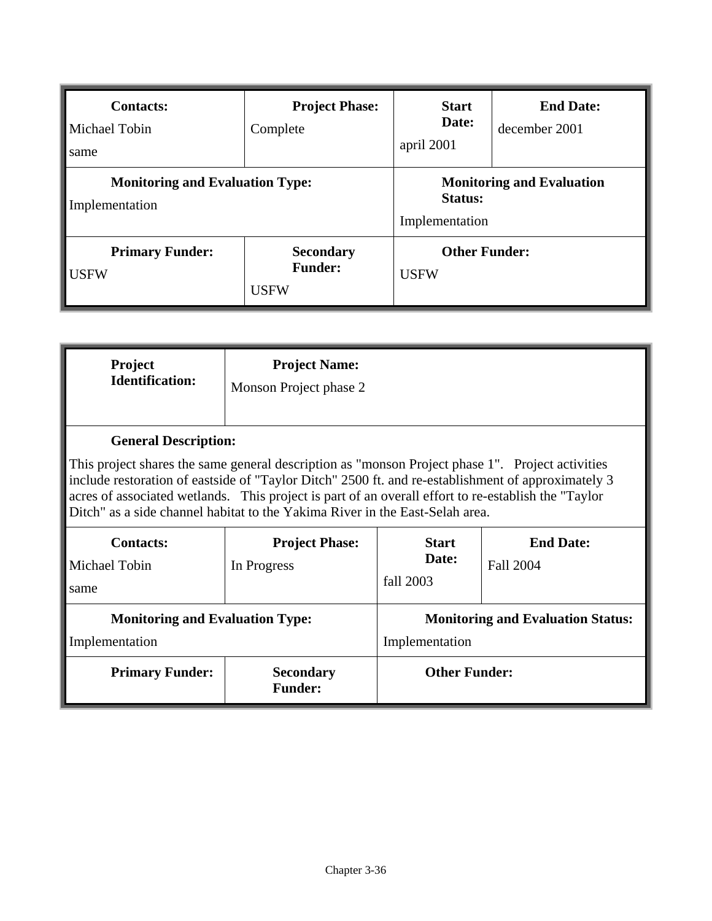| Contacts: | Project Phase: | Start Date: | End Date: |
|---|---|---|---|
| Michael Tobin<br>same | Complete | april 2001 | december 2001 |
| **Monitoring and Evaluation Type:** | | **Monitoring and Evaluation Status:** | |
| Implementation | | Implementation | |
| **Primary Funder:** | **Secondary Funder:** | **Other Funder:** | |
| USFW | USFW | USFW | |

| Project Identification: | Project Name: | | |
|---|---|---|---|
| | Monson Project phase 2 | | |
| **General Description:** | | | |
| This project shares the same general description as "monson Project phase 1". Project activities include restoration of eastside of "Taylor Ditch" 2500 ft. and re-establishment of approximately 3 acres of associated wetlands. This project is part of an overall effort to re-establish the "Taylor Ditch" as a side channel habitat to the Yakima River in the East-Selah area. | | | |
| **Contacts:** | **Project Phase:** | **Start Date:** | **End Date:** |
| Michael Tobin<br>same | In Progress | fall 2003 | Fall 2004 |
| **Monitoring and Evaluation Type:** | | **Monitoring and Evaluation Status:** | |
| Implementation | | Implementation | |
| **Primary Funder:** | **Secondary Funder:** | **Other Funder:** | |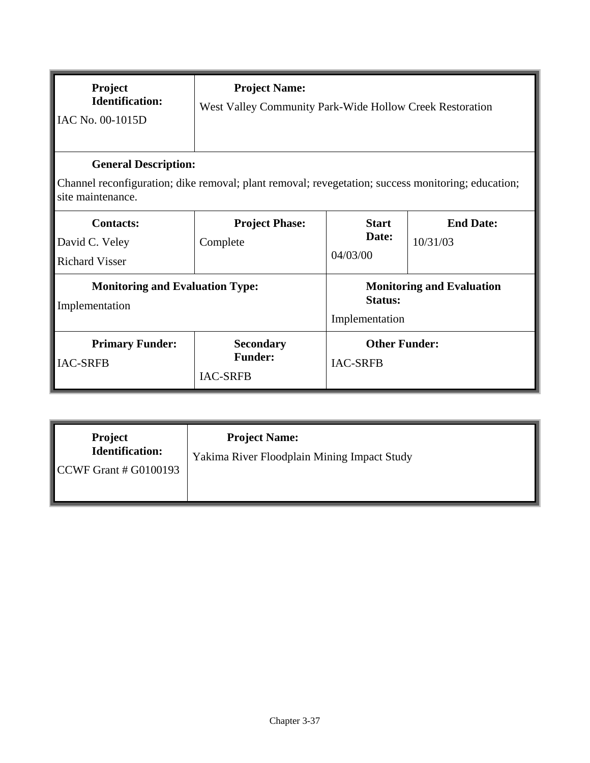| **Project Identification:** | **Project Name:** | | |
|---|---|---|---|
| IAC No. 00-1015D | West Valley Community Park-Wide Hollow Creek Restoration | | |
| **General Description:** | | | |
| Channel reconfiguration; dike removal; plant removal; revegetation; success monitoring; education; site maintenance. | | | |
| **Contacts:** | **Project Phase:** | **Start Date:** | **End Date:** |
| David C. Veley<br>Richard Visser | Complete | 04/03/00 | 10/31/03 |
| **Monitoring and Evaluation Type:** | | **Monitoring and Evaluation Status:** | |
| Implementation | | Implementation | |
| **Primary Funder:** | **Secondary Funder:** | **Other Funder:** | |
| IAC-SRFB | IAC-SRFB | IAC-SRFB | |

| **Project Identification:** | **Project Name:** |
|---|---|
| CCWF Grant # G0100193 | Yakima River Floodplain Mining Impact Study |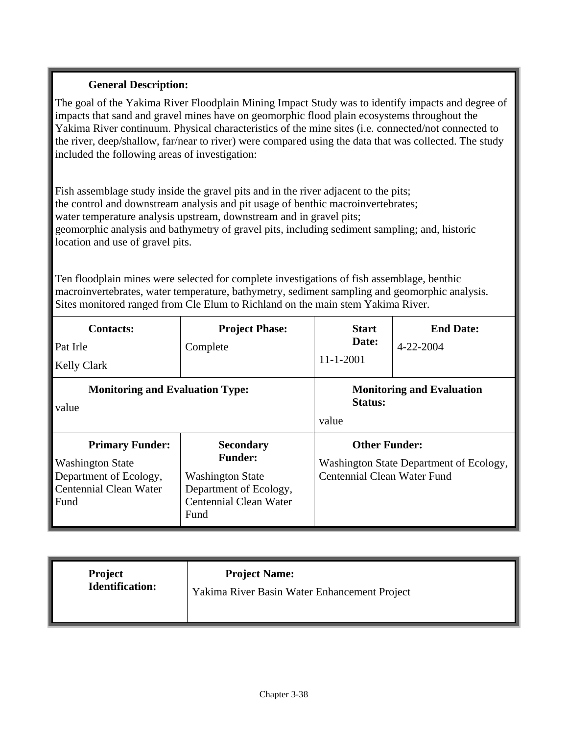**General Description:**

The goal of the Yakima River Floodplain Mining Impact Study was to identify impacts and degree of impacts that sand and gravel mines have on geomorphic flood plain ecosystems throughout the Yakima River continuum. Physical characteristics of the mine sites (i.e. connected/not connected to the river, deep/shallow, far/near to river) were compared using the data that was collected. The study included the following areas of investigation:

Fish assemblage study inside the gravel pits and in the river adjacent to the pits;
the control and downstream analysis and pit usage of benthic macroinvertebrates;
water temperature analysis upstream, downstream and in gravel pits;
geomorphic analysis and bathymetry of gravel pits, including sediment sampling; and, historic location and use of gravel pits.

Ten floodplain mines were selected for complete investigations of fish assemblage, benthic macroinvertebrates, water temperature, bathymetry, sediment sampling and geomorphic analysis. Sites monitored ranged from Cle Elum to Richland on the main stem Yakima River.

| **Contacts:** | **Project Phase:** | **Start Date:** | **End Date:** |
|---|---|---|---|
| Pat Irle<br>Kelly Clark | Complete | 11-1-2001 | 4-22-2004 |

| **Monitoring and Evaluation Type:** | **Monitoring and Evaluation Status:** |
|---|---|
| value | value |

| **Primary Funder:** | **Secondary Funder:** | **Other Funder:** |
|---|---|---|
| Washington State Department of Ecology, Centennial Clean Water Fund | Washington State Department of Ecology, Centennial Clean Water Fund | Washington State Department of Ecology, Centennial Clean Water Fund |

| **Project Identification:** | **Project Name:** |
|---|---|
| | Yakima River Basin Water Enhancement Project |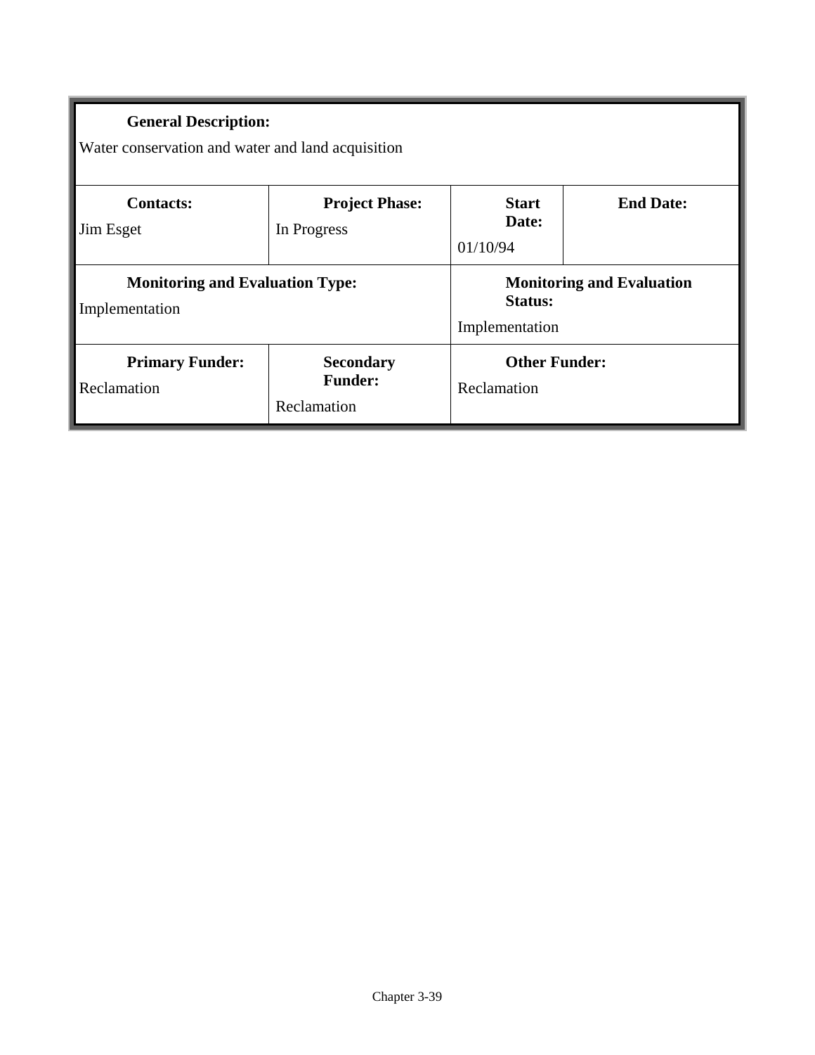| **General Description:** | | | |
|---|---|---|---|
| Water conservation and water and land acquisition | | | |
| **Contacts:** | **Project Phase:** | **Start Date:** | **End Date:** |
| Jim Esget | In Progress | 01/10/94 | |
| **Monitoring and Evaluation Type:** | | **Monitoring and Evaluation Status:** | |
| Implementation | | Implementation | |
| **Primary Funder:** | **Secondary Funder:** | **Other Funder:** | |
| Reclamation | Reclamation | Reclamation | |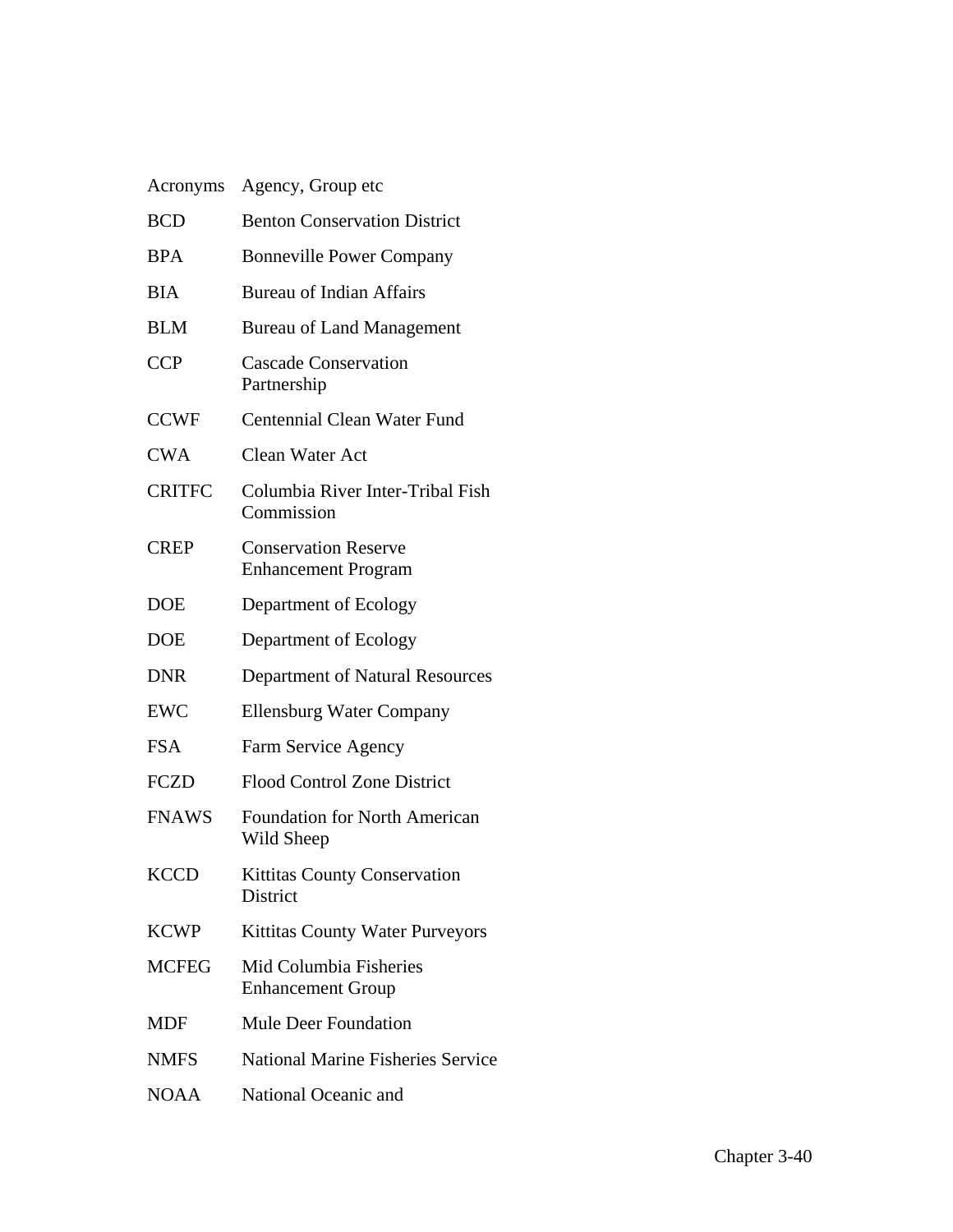| Acronyms | Agency, Group etc |
|---|---|
| BCD | Benton Conservation District |
| BPA | Bonneville Power Company |
| BIA | Bureau of Indian Affairs |
| BLM | Bureau of Land Management |
| CCP | Cascade Conservation Partnership |
| CCWF | Centennial Clean Water Fund |
| CWA | Clean Water Act |
| CRITFC | Columbia River Inter-Tribal Fish Commission |
| CREP | Conservation Reserve Enhancement Program |
| DOE | Department of Ecology |
| DOE | Department of Ecology |
| DNR | Department of Natural Resources |
| EWC | Ellensburg Water Company |
| FSA | Farm Service Agency |
| FCZD | Flood Control Zone District |
| FNAWS | Foundation for North American Wild Sheep |
| KCCD | Kittitas County Conservation District |
| KCWP | Kittitas County Water Purveyors |
| MCFEG | Mid Columbia Fisheries Enhancement Group |
| MDF | Mule Deer Foundation |
| NMFS | National Marine Fisheries Service |
| NOAA | National Oceanic and |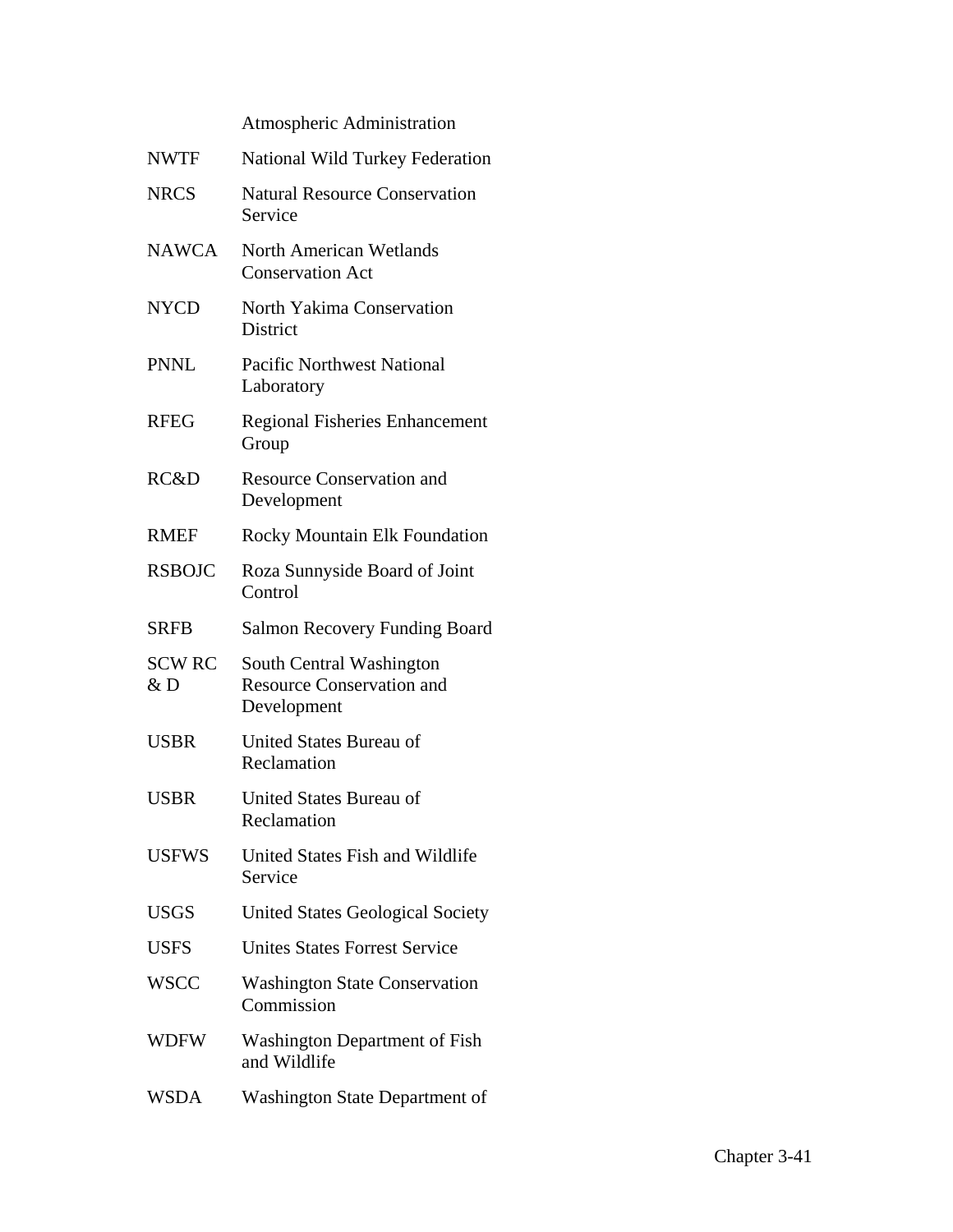| | |
|---|---|
| | Atmospheric Administration |
| NWTF | National Wild Turkey Federation |
| NRCS | Natural Resource Conservation Service |
| NAWCA | North American Wetlands Conservation Act |
| NYCD | North Yakima Conservation District |
| PNNL | Pacific Northwest National Laboratory |
| RFEG | Regional Fisheries Enhancement Group |
| RC&D | Resource Conservation and Development |
| RMEF | Rocky Mountain Elk Foundation |
| RSBOJC | Roza Sunnyside Board of Joint Control |
| SRFB | Salmon Recovery Funding Board |
| SCW RC & D | South Central Washington Resource Conservation and Development |
| USBR | United States Bureau of Reclamation |
| USBR | United States Bureau of Reclamation |
| USFWS | United States Fish and Wildlife Service |
| USGS | United States Geological Society |
| USFS | Unites States Forrest Service |
| WSCC | Washington State Conservation Commission |
| WDFW | Washington Department of Fish and Wildlife |
| WSDA | Washington State Department of |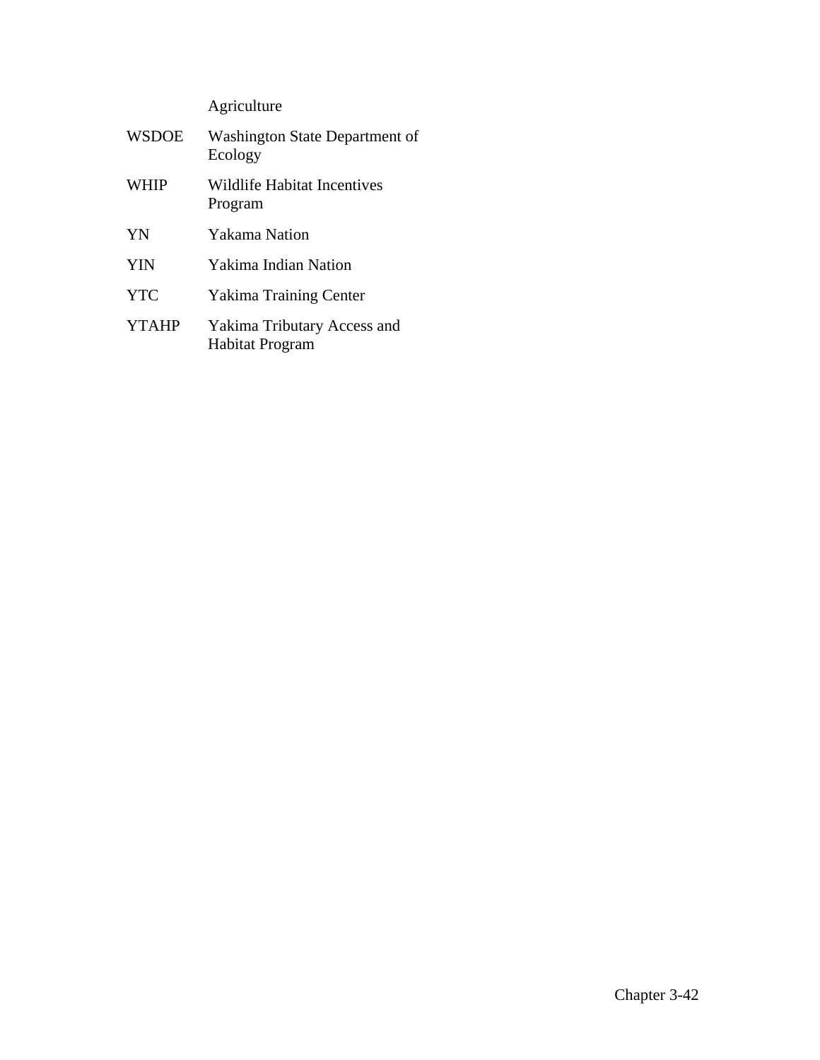| | |
|---|---|
| | Agriculture |
| WSDOE | Washington State Department of Ecology |
| WHIP | Wildlife Habitat Incentives Program |
| YN | Yakama Nation |
| YIN | Yakima Indian Nation |
| YTC | Yakima Training Center |
| YTAHP | Yakima Tributary Access and Habitat Program |